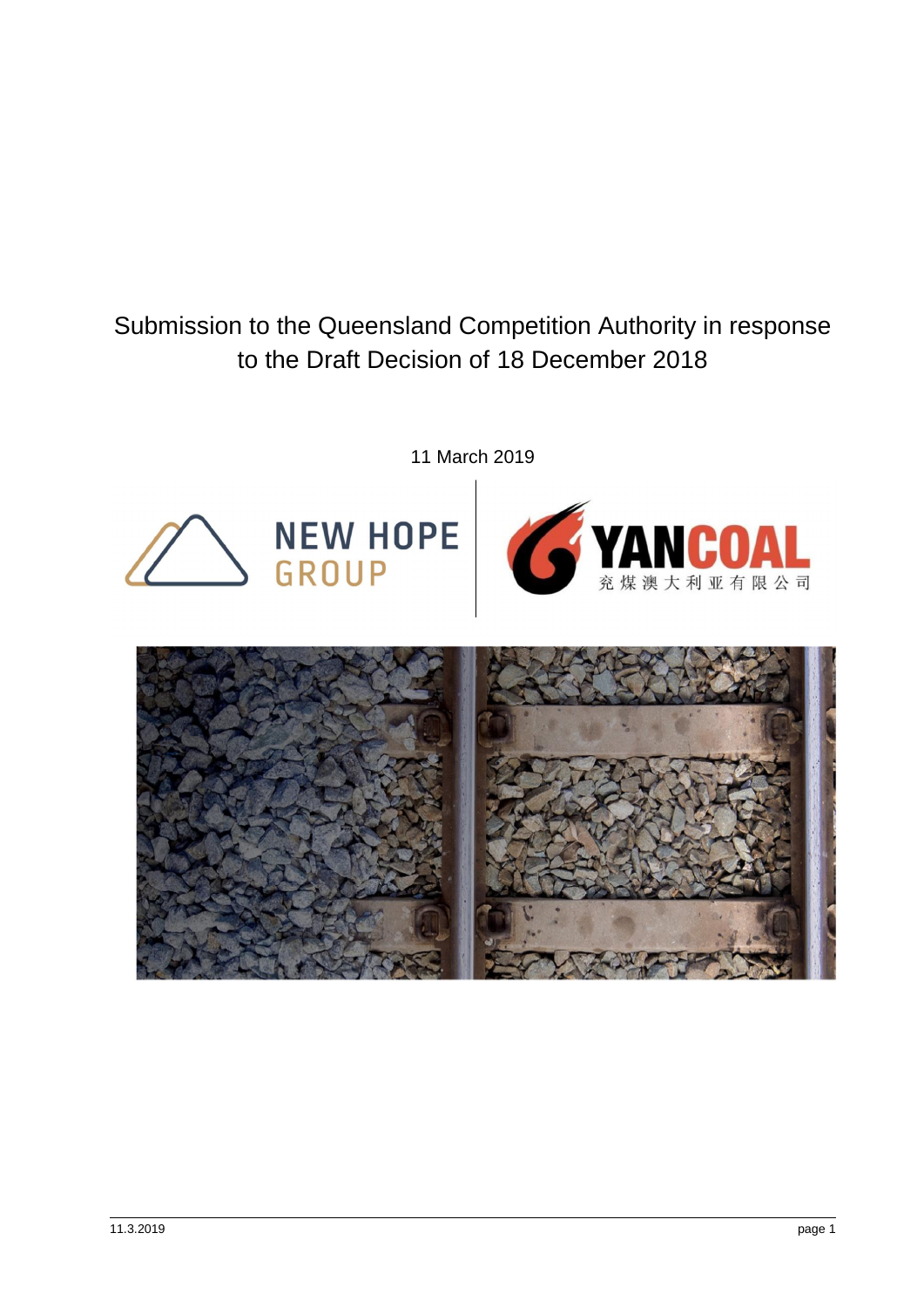# Submission to the Queensland Competition Authority in response to the Draft Decision of 18 December 2018

11 March 2019

NEW HOPE GROUP

YANCOAL
兖煤澳大利亚有限公司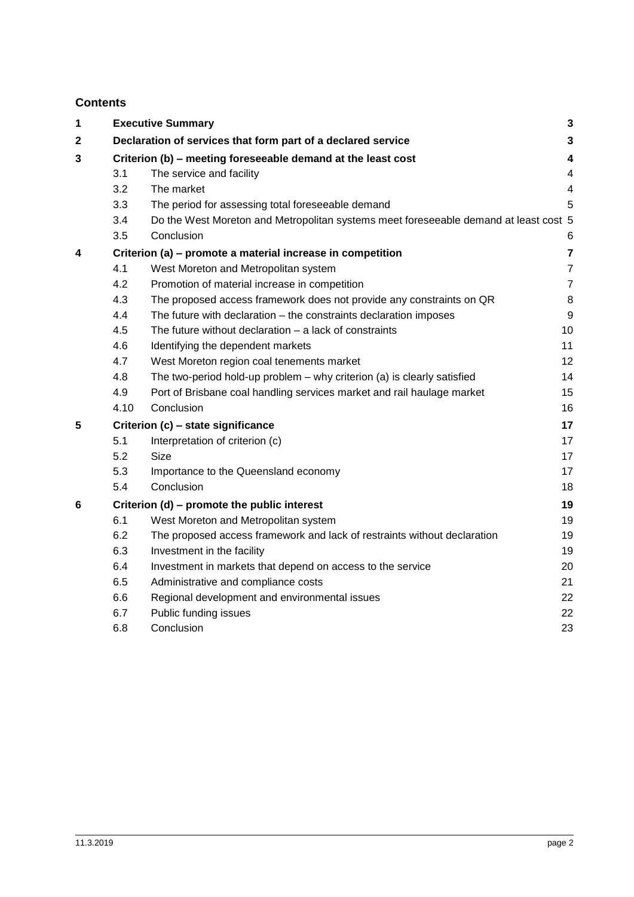## Contents

| | | | |
|---|---|---|---|
| **1** | **Executive Summary** | | **3** |
| **2** | **Declaration of services that form part of a declared service** | | **3** |
| **3** | **Criterion (b) – meeting foreseeable demand at the least cost** | | **4** |
| | 3.1 | The service and facility | 4 |
| | 3.2 | The market | 4 |
| | 3.3 | The period for assessing total foreseeable demand | 5 |
| | 3.4 | Do the West Moreton and Metropolitan systems meet foreseeable demand at least cost | 5 |
| | 3.5 | Conclusion | 6 |
| **4** | **Criterion (a) – promote a material increase in competition** | | **7** |
| | 4.1 | West Moreton and Metropolitan system | 7 |
| | 4.2 | Promotion of material increase in competition | 7 |
| | 4.3 | The proposed access framework does not provide any constraints on QR | 8 |
| | 4.4 | The future with declaration – the constraints declaration imposes | 9 |
| | 4.5 | The future without declaration – a lack of constraints | 10 |
| | 4.6 | Identifying the dependent markets | 11 |
| | 4.7 | West Moreton region coal tenements market | 12 |
| | 4.8 | The two-period hold-up problem – why criterion (a) is clearly satisfied | 14 |
| | 4.9 | Port of Brisbane coal handling services market and rail haulage market | 15 |
| | 4.10 | Conclusion | 16 |
| **5** | **Criterion (c) – state significance** | | **17** |
| | 5.1 | Interpretation of criterion (c) | 17 |
| | 5.2 | Size | 17 |
| | 5.3 | Importance to the Queensland economy | 17 |
| | 5.4 | Conclusion | 18 |
| **6** | **Criterion (d) – promote the public interest** | | **19** |
| | 6.1 | West Moreton and Metropolitan system | 19 |
| | 6.2 | The proposed access framework and lack of restraints without declaration | 19 |
| | 6.3 | Investment in the facility | 19 |
| | 6.4 | Investment in markets that depend on access to the service | 20 |
| | 6.5 | Administrative and compliance costs | 21 |
| | 6.6 | Regional development and environmental issues | 22 |
| | 6.7 | Public funding issues | 22 |
| | 6.8 | Conclusion | 23 |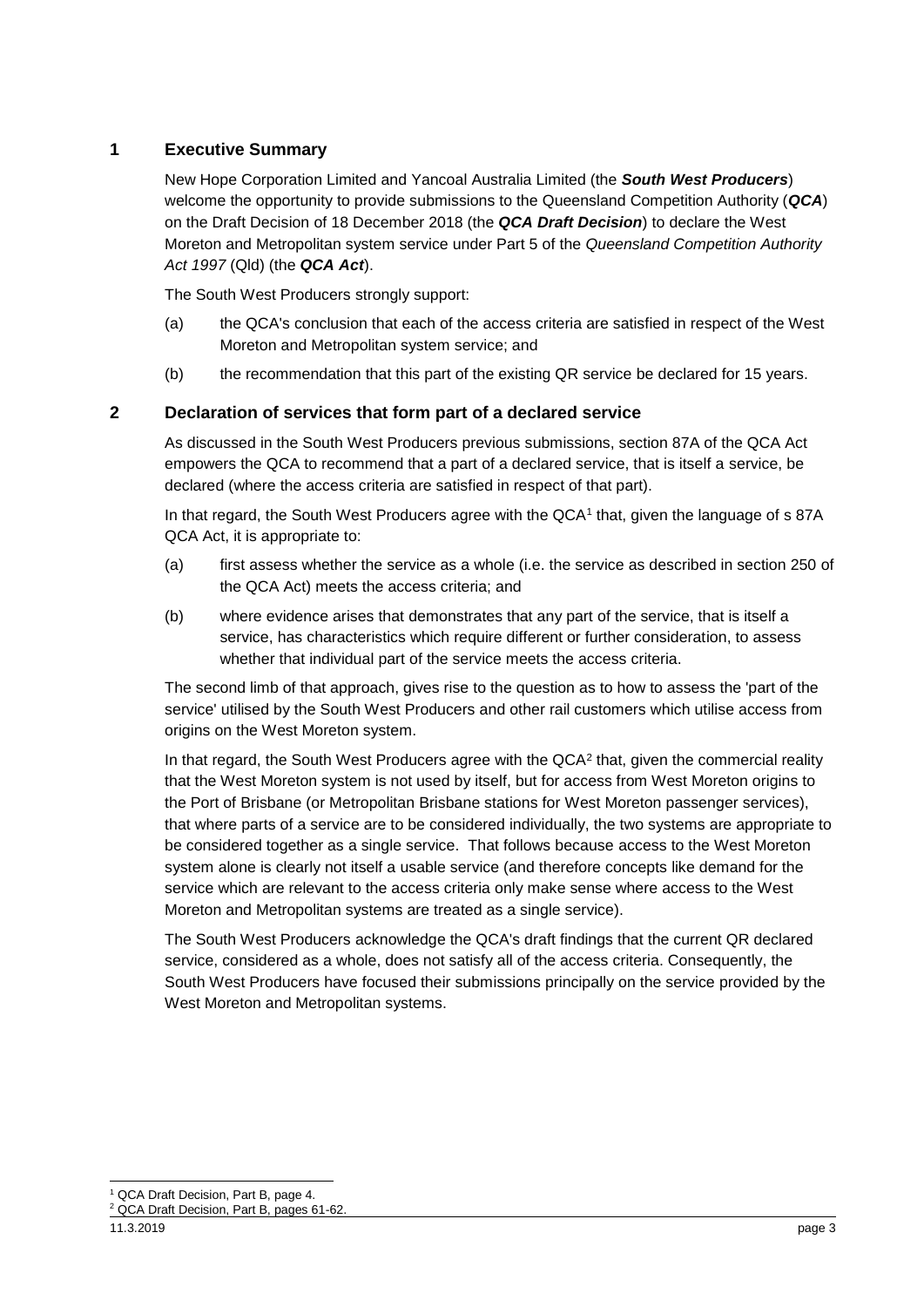## 1 Executive Summary

New Hope Corporation Limited and Yancoal Australia Limited (the ***South West Producers***) welcome the opportunity to provide submissions to the Queensland Competition Authority (***QCA***) on the Draft Decision of 18 December 2018 (the ***QCA Draft Decision***) to declare the West Moreton and Metropolitan system service under Part 5 of the *Queensland Competition Authority Act 1997* (Qld) (the ***QCA Act***).

The South West Producers strongly support:

(a) the QCA's conclusion that each of the access criteria are satisfied in respect of the West Moreton and Metropolitan system service; and

(b) the recommendation that this part of the existing QR service be declared for 15 years.

## 2 Declaration of services that form part of a declared service

As discussed in the South West Producers previous submissions, section 87A of the QCA Act empowers the QCA to recommend that a part of a declared service, that is itself a service, be declared (where the access criteria are satisfied in respect of that part).

In that regard, the South West Producers agree with the QCA[1] that, given the language of s 87A QCA Act, it is appropriate to:

(a) first assess whether the service as a whole (i.e. the service as described in section 250 of the QCA Act) meets the access criteria; and

(b) where evidence arises that demonstrates that any part of the service, that is itself a service, has characteristics which require different or further consideration, to assess whether that individual part of the service meets the access criteria.

The second limb of that approach, gives rise to the question as to how to assess the 'part of the service' utilised by the South West Producers and other rail customers which utilise access from origins on the West Moreton system.

In that regard, the South West Producers agree with the QCA[2] that, given the commercial reality that the West Moreton system is not used by itself, but for access from West Moreton origins to the Port of Brisbane (or Metropolitan Brisbane stations for West Moreton passenger services), that where parts of a service are to be considered individually, the two systems are appropriate to be considered together as a single service. That follows because access to the West Moreton system alone is clearly not itself a usable service (and therefore concepts like demand for the service which are relevant to the access criteria only make sense where access to the West Moreton and Metropolitan systems are treated as a single service).

The South West Producers acknowledge the QCA's draft findings that the current QR declared service, considered as a whole, does not satisfy all of the access criteria. Consequently, the South West Producers have focused their submissions principally on the service provided by the West Moreton and Metropolitan systems.

[1] QCA Draft Decision, Part B, page 4.

[2] QCA Draft Decision, Part B, pages 61-62.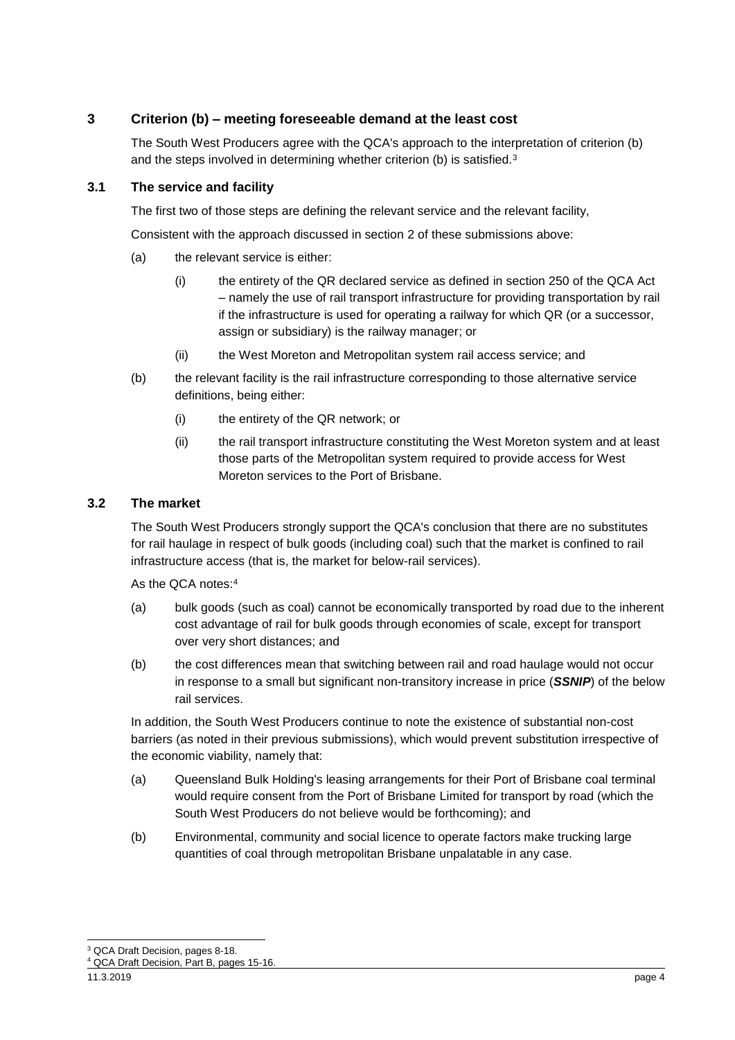## 3 Criterion (b) – meeting foreseeable demand at the least cost

The South West Producers agree with the QCA's approach to the interpretation of criterion (b) and the steps involved in determining whether criterion (b) is satisfied.[3]

### 3.1 The service and facility

The first two of those steps are defining the relevant service and the relevant facility,

Consistent with the approach discussed in section 2 of these submissions above:

(a) the relevant service is either:

  (i) the entirety of the QR declared service as defined in section 250 of the QCA Act – namely the use of rail transport infrastructure for providing transportation by rail if the infrastructure is used for operating a railway for which QR (or a successor, assign or subsidiary) is the railway manager; or

  (ii) the West Moreton and Metropolitan system rail access service; and

(b) the relevant facility is the rail infrastructure corresponding to those alternative service definitions, being either:

  (i) the entirety of the QR network; or

  (ii) the rail transport infrastructure constituting the West Moreton system and at least those parts of the Metropolitan system required to provide access for West Moreton services to the Port of Brisbane.

### 3.2 The market

The South West Producers strongly support the QCA's conclusion that there are no substitutes for rail haulage in respect of bulk goods (including coal) such that the market is confined to rail infrastructure access (that is, the market for below-rail services).

As the QCA notes:[4]

(a) bulk goods (such as coal) cannot be economically transported by road due to the inherent cost advantage of rail for bulk goods through economies of scale, except for transport over very short distances; and

(b) the cost differences mean that switching between rail and road haulage would not occur in response to a small but significant non-transitory increase in price (***SSNIP***) of the below rail services.

In addition, the South West Producers continue to note the existence of substantial non-cost barriers (as noted in their previous submissions), which would prevent substitution irrespective of the economic viability, namely that:

(a) Queensland Bulk Holding's leasing arrangements for their Port of Brisbane coal terminal would require consent from the Port of Brisbane Limited for transport by road (which the South West Producers do not believe would be forthcoming); and

(b) Environmental, community and social licence to operate factors make trucking large quantities of coal through metropolitan Brisbane unpalatable in any case.

---

[3] QCA Draft Decision, pages 8-18.

[4] QCA Draft Decision, Part B, pages 15-16.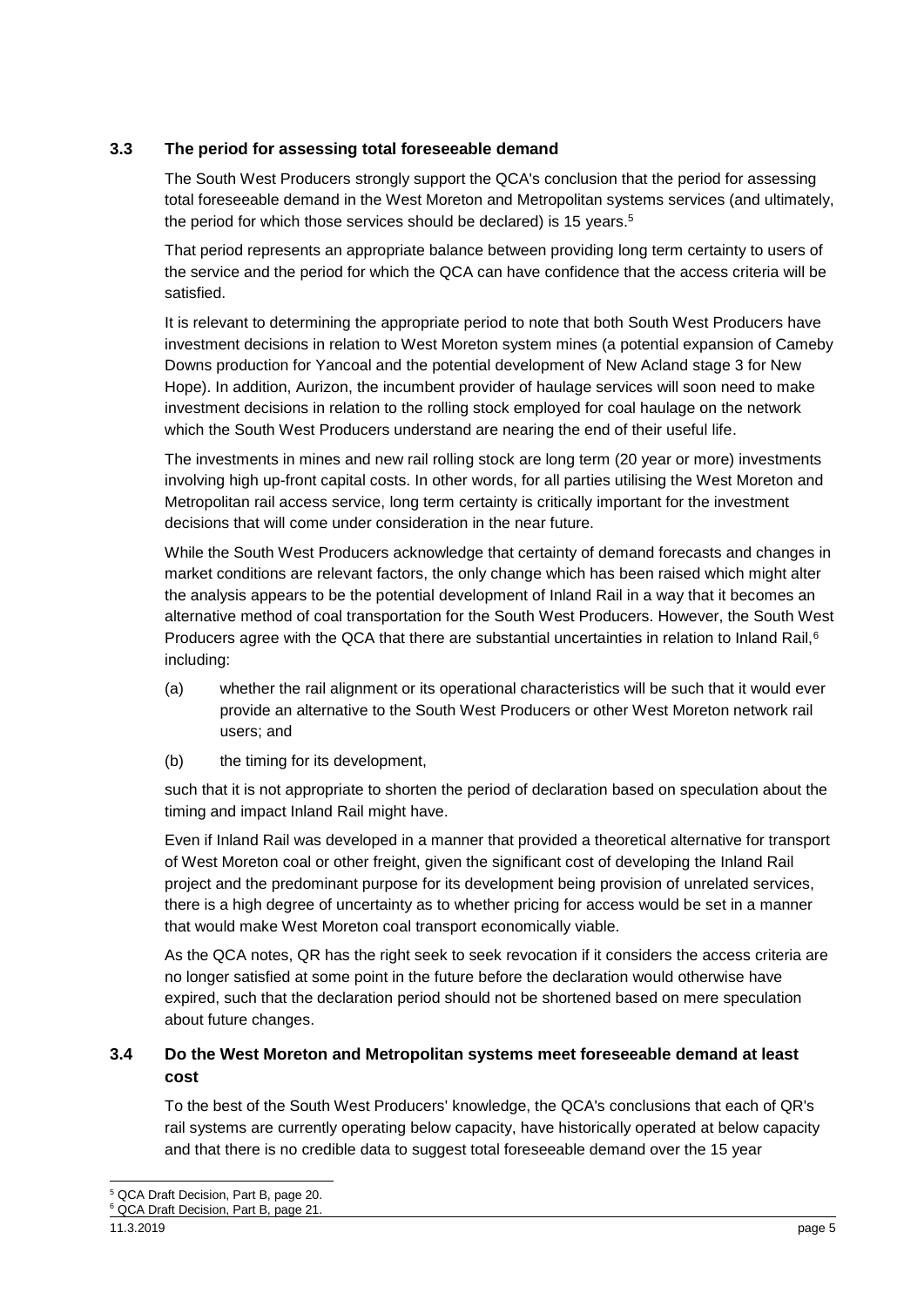### 3.3 The period for assessing total foreseeable demand

The South West Producers strongly support the QCA's conclusion that the period for assessing total foreseeable demand in the West Moreton and Metropolitan systems services (and ultimately, the period for which those services should be declared) is 15 years.[5]

That period represents an appropriate balance between providing long term certainty to users of the service and the period for which the QCA can have confidence that the access criteria will be satisfied.

It is relevant to determining the appropriate period to note that both South West Producers have investment decisions in relation to West Moreton system mines (a potential expansion of Cameby Downs production for Yancoal and the potential development of New Acland stage 3 for New Hope). In addition, Aurizon, the incumbent provider of haulage services will soon need to make investment decisions in relation to the rolling stock employed for coal haulage on the network which the South West Producers understand are nearing the end of their useful life.

The investments in mines and new rail rolling stock are long term (20 year or more) investments involving high up-front capital costs. In other words, for all parties utilising the West Moreton and Metropolitan rail access service, long term certainty is critically important for the investment decisions that will come under consideration in the near future.

While the South West Producers acknowledge that certainty of demand forecasts and changes in market conditions are relevant factors, the only change which has been raised which might alter the analysis appears to be the potential development of Inland Rail in a way that it becomes an alternative method of coal transportation for the South West Producers. However, the South West Producers agree with the QCA that there are substantial uncertainties in relation to Inland Rail,[6] including:

(a) whether the rail alignment or its operational characteristics will be such that it would ever provide an alternative to the South West Producers or other West Moreton network rail users; and

(b) the timing for its development,

such that it is not appropriate to shorten the period of declaration based on speculation about the timing and impact Inland Rail might have.

Even if Inland Rail was developed in a manner that provided a theoretical alternative for transport of West Moreton coal or other freight, given the significant cost of developing the Inland Rail project and the predominant purpose for its development being provision of unrelated services, there is a high degree of uncertainty as to whether pricing for access would be set in a manner that would make West Moreton coal transport economically viable.

As the QCA notes, QR has the right seek to seek revocation if it considers the access criteria are no longer satisfied at some point in the future before the declaration would otherwise have expired, such that the declaration period should not be shortened based on mere speculation about future changes.

### 3.4 Do the West Moreton and Metropolitan systems meet foreseeable demand at least cost

To the best of the South West Producers' knowledge, the QCA's conclusions that each of QR's rail systems are currently operating below capacity, have historically operated at below capacity and that there is no credible data to suggest total foreseeable demand over the 15 year

---

[5] QCA Draft Decision, Part B, page 20.

[6] QCA Draft Decision, Part B, page 21.

11.3.2019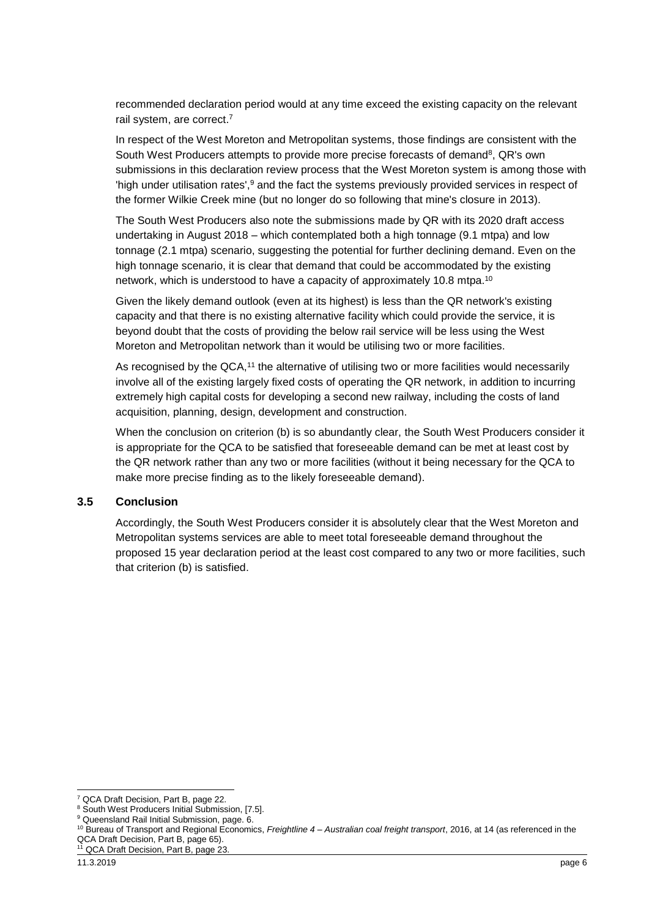recommended declaration period would at any time exceed the existing capacity on the relevant rail system, are correct.[7]

In respect of the West Moreton and Metropolitan systems, those findings are consistent with the South West Producers attempts to provide more precise forecasts of demand[8], QR's own submissions in this declaration review process that the West Moreton system is among those with 'high under utilisation rates',[9] and the fact the systems previously provided services in respect of the former Wilkie Creek mine (but no longer do so following that mine's closure in 2013).

The South West Producers also note the submissions made by QR with its 2020 draft access undertaking in August 2018 – which contemplated both a high tonnage (9.1 mtpa) and low tonnage (2.1 mtpa) scenario, suggesting the potential for further declining demand. Even on the high tonnage scenario, it is clear that demand that could be accommodated by the existing network, which is understood to have a capacity of approximately 10.8 mtpa.[10]

Given the likely demand outlook (even at its highest) is less than the QR network's existing capacity and that there is no existing alternative facility which could provide the service, it is beyond doubt that the costs of providing the below rail service will be less using the West Moreton and Metropolitan network than it would be utilising two or more facilities.

As recognised by the QCA,[11] the alternative of utilising two or more facilities would necessarily involve all of the existing largely fixed costs of operating the QR network, in addition to incurring extremely high capital costs for developing a second new railway, including the costs of land acquisition, planning, design, development and construction.

When the conclusion on criterion (b) is so abundantly clear, the South West Producers consider it is appropriate for the QCA to be satisfied that foreseeable demand can be met at least cost by the QR network rather than any two or more facilities (without it being necessary for the QCA to make more precise finding as to the likely foreseeable demand).

### 3.5 Conclusion

Accordingly, the South West Producers consider it is absolutely clear that the West Moreton and Metropolitan systems services are able to meet total foreseeable demand throughout the proposed 15 year declaration period at the least cost compared to any two or more facilities, such that criterion (b) is satisfied.

---

[7] QCA Draft Decision, Part B, page 22.

[8] South West Producers Initial Submission, [7.5].

[9] Queensland Rail Initial Submission, page. 6.

[10] Bureau of Transport and Regional Economics, *Freightline 4 – Australian coal freight transport*, 2016, at 14 (as referenced in the QCA Draft Decision, Part B, page 65).

[11] QCA Draft Decision, Part B, page 23.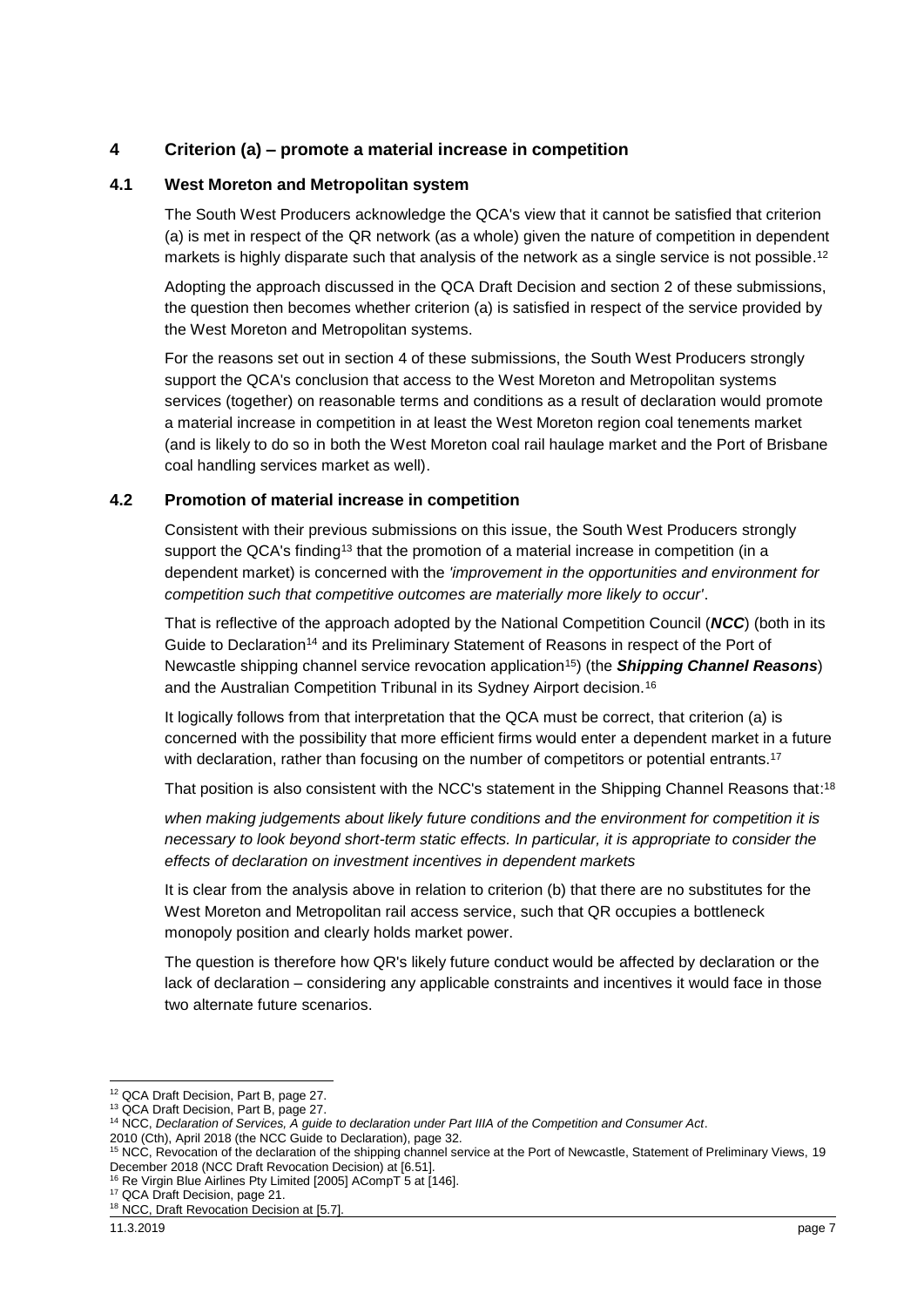## 4 Criterion (a) – promote a material increase in competition

### 4.1 West Moreton and Metropolitan system

The South West Producers acknowledge the QCA's view that it cannot be satisfied that criterion (a) is met in respect of the QR network (as a whole) given the nature of competition in dependent markets is highly disparate such that analysis of the network as a single service is not possible.[12]

Adopting the approach discussed in the QCA Draft Decision and section 2 of these submissions, the question then becomes whether criterion (a) is satisfied in respect of the service provided by the West Moreton and Metropolitan systems.

For the reasons set out in section 4 of these submissions, the South West Producers strongly support the QCA's conclusion that access to the West Moreton and Metropolitan systems services (together) on reasonable terms and conditions as a result of declaration would promote a material increase in competition in at least the West Moreton region coal tenements market (and is likely to do so in both the West Moreton coal rail haulage market and the Port of Brisbane coal handling services market as well).

### 4.2 Promotion of material increase in competition

Consistent with their previous submissions on this issue, the South West Producers strongly support the QCA's finding[13] that the promotion of a material increase in competition (in a dependent market) is concerned with the *'improvement in the opportunities and environment for competition such that competitive outcomes are materially more likely to occur'*.

That is reflective of the approach adopted by the National Competition Council (***NCC***) (both in its Guide to Declaration[14] and its Preliminary Statement of Reasons in respect of the Port of Newcastle shipping channel service revocation application[15]) (the ***Shipping Channel Reasons***) and the Australian Competition Tribunal in its Sydney Airport decision.[16]

It logically follows from that interpretation that the QCA must be correct, that criterion (a) is concerned with the possibility that more efficient firms would enter a dependent market in a future with declaration, rather than focusing on the number of competitors or potential entrants.[17]

That position is also consistent with the NCC's statement in the Shipping Channel Reasons that:[18]

*when making judgements about likely future conditions and the environment for competition it is necessary to look beyond short-term static effects. In particular, it is appropriate to consider the effects of declaration on investment incentives in dependent markets*

It is clear from the analysis above in relation to criterion (b) that there are no substitutes for the West Moreton and Metropolitan rail access service, such that QR occupies a bottleneck monopoly position and clearly holds market power.

The question is therefore how QR's likely future conduct would be affected by declaration or the lack of declaration – considering any applicable constraints and incentives it would face in those two alternate future scenarios.

---

[12] QCA Draft Decision, Part B, page 27.

[13] QCA Draft Decision, Part B, page 27.

[14] NCC, *Declaration of Services, A guide to declaration under Part IIIA of the Competition and Consumer Act*. 2010 (Cth), April 2018 (the NCC Guide to Declaration), page 32.

[15] NCC, Revocation of the declaration of the shipping channel service at the Port of Newcastle, Statement of Preliminary Views, 19 December 2018 (NCC Draft Revocation Decision) at [6.51].

[16] Re Virgin Blue Airlines Pty Limited [2005] ACompT 5 at [146].

[17] QCA Draft Decision, page 21.

[18] NCC, Draft Revocation Decision at [5.7].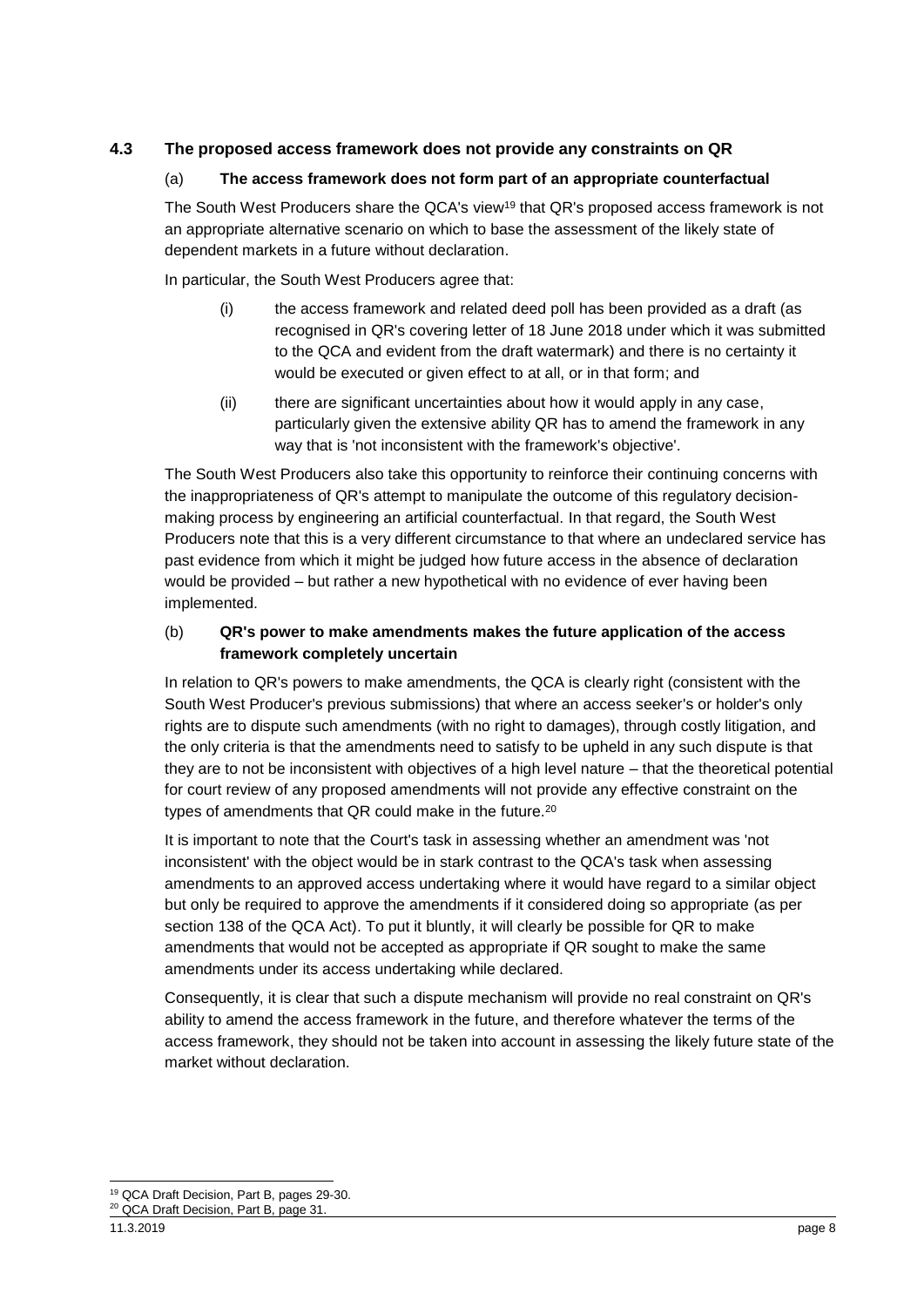### 4.3 The proposed access framework does not provide any constraints on QR

#### (a) The access framework does not form part of an appropriate counterfactual

The South West Producers share the QCA's view[19] that QR's proposed access framework is not an appropriate alternative scenario on which to base the assessment of the likely state of dependent markets in a future without declaration.

In particular, the South West Producers agree that:

(i) the access framework and related deed poll has been provided as a draft (as recognised in QR's covering letter of 18 June 2018 under which it was submitted to the QCA and evident from the draft watermark) and there is no certainty it would be executed or given effect to at all, or in that form; and

(ii) there are significant uncertainties about how it would apply in any case, particularly given the extensive ability QR has to amend the framework in any way that is 'not inconsistent with the framework's objective'.

The South West Producers also take this opportunity to reinforce their continuing concerns with the inappropriateness of QR's attempt to manipulate the outcome of this regulatory decision-making process by engineering an artificial counterfactual. In that regard, the South West Producers note that this is a very different circumstance to that where an undeclared service has past evidence from which it might be judged how future access in the absence of declaration would be provided – but rather a new hypothetical with no evidence of ever having been implemented.

#### (b) QR's power to make amendments makes the future application of the access framework completely uncertain

In relation to QR's powers to make amendments, the QCA is clearly right (consistent with the South West Producer's previous submissions) that where an access seeker's or holder's only rights are to dispute such amendments (with no right to damages), through costly litigation, and the only criteria is that the amendments need to satisfy to be upheld in any such dispute is that they are to not be inconsistent with objectives of a high level nature – that the theoretical potential for court review of any proposed amendments will not provide any effective constraint on the types of amendments that QR could make in the future.[20]

It is important to note that the Court's task in assessing whether an amendment was 'not inconsistent' with the object would be in stark contrast to the QCA's task when assessing amendments to an approved access undertaking where it would have regard to a similar object but only be required to approve the amendments if it considered doing so appropriate (as per section 138 of the QCA Act). To put it bluntly, it will clearly be possible for QR to make amendments that would not be accepted as appropriate if QR sought to make the same amendments under its access undertaking while declared.

Consequently, it is clear that such a dispute mechanism will provide no real constraint on QR's ability to amend the access framework in the future, and therefore whatever the terms of the access framework, they should not be taken into account in assessing the likely future state of the market without declaration.

---

[19] QCA Draft Decision, Part B, pages 29-30.

[20] QCA Draft Decision, Part B, page 31.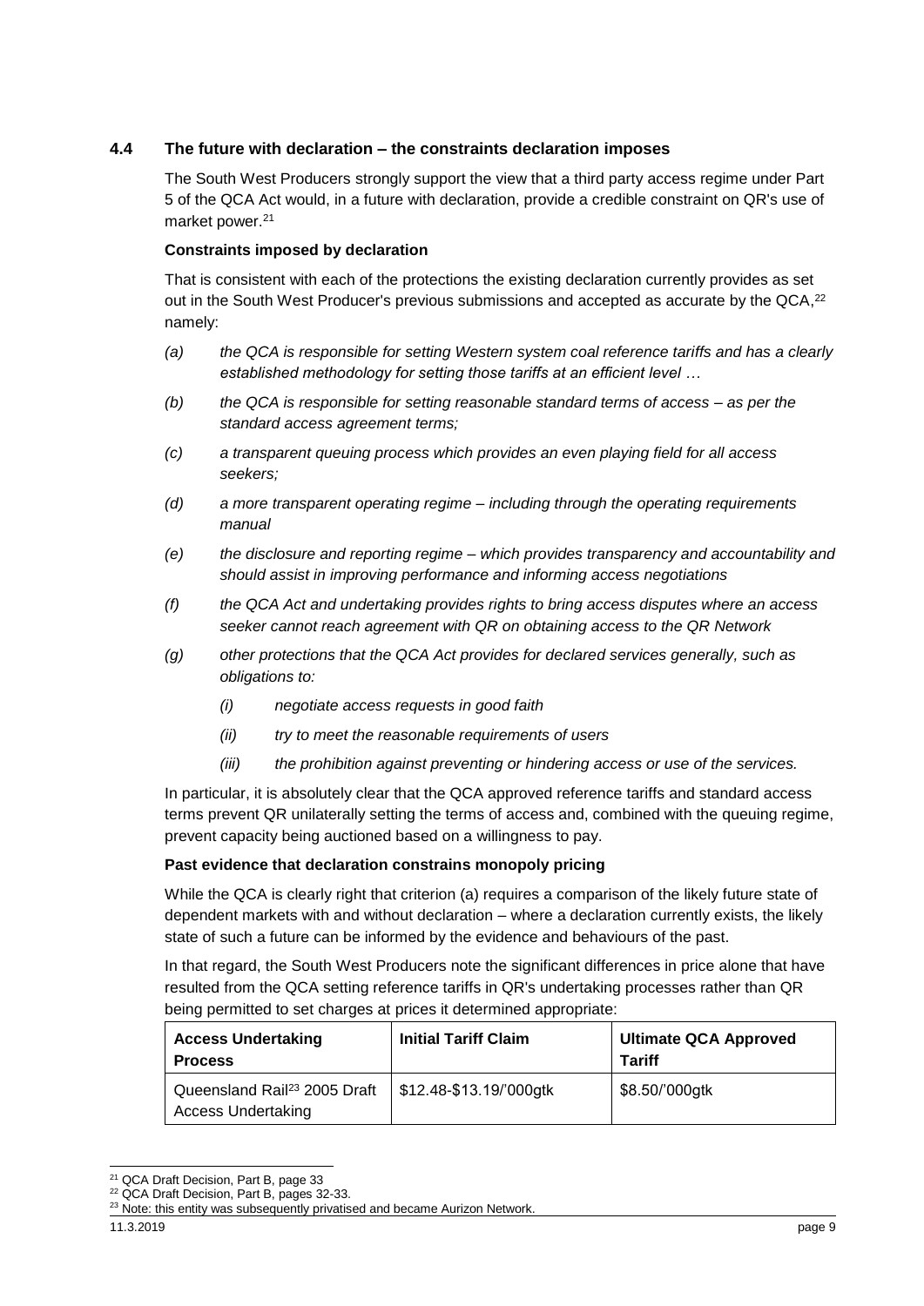## 4.4 The future with declaration – the constraints declaration imposes

The South West Producers strongly support the view that a third party access regime under Part 5 of the QCA Act would, in a future with declaration, provide a credible constraint on QR's use of market power.[21]

**Constraints imposed by declaration**

That is consistent with each of the protections the existing declaration currently provides as set out in the South West Producer's previous submissions and accepted as accurate by the QCA,[22] namely:

*(a) the QCA is responsible for setting Western system coal reference tariffs and has a clearly established methodology for setting those tariffs at an efficient level …*

*(b) the QCA is responsible for setting reasonable standard terms of access – as per the standard access agreement terms;*

*(c) a transparent queuing process which provides an even playing field for all access seekers;*

*(d) a more transparent operating regime – including through the operating requirements manual*

*(e) the disclosure and reporting regime – which provides transparency and accountability and should assist in improving performance and informing access negotiations*

*(f) the QCA Act and undertaking provides rights to bring access disputes where an access seeker cannot reach agreement with QR on obtaining access to the QR Network*

*(g) other protections that the QCA Act provides for declared services generally, such as obligations to:*

*(i) negotiate access requests in good faith*

*(ii) try to meet the reasonable requirements of users*

*(iii) the prohibition against preventing or hindering access or use of the services.*

In particular, it is absolutely clear that the QCA approved reference tariffs and standard access terms prevent QR unilaterally setting the terms of access and, combined with the queuing regime, prevent capacity being auctioned based on a willingness to pay.

**Past evidence that declaration constrains monopoly pricing**

While the QCA is clearly right that criterion (a) requires a comparison of the likely future state of dependent markets with and without declaration – where a declaration currently exists, the likely state of such a future can be informed by the evidence and behaviours of the past.

In that regard, the South West Producers note the significant differences in price alone that have resulted from the QCA setting reference tariffs in QR's undertaking processes rather than QR being permitted to set charges at prices it determined appropriate:

| Access Undertaking Process | Initial Tariff Claim | Ultimate QCA Approved Tariff |
|---|---|---|
| Queensland Rail[23] 2005 Draft Access Undertaking | $12.48-$13.19/'000gtk | $8.50/'000gtk |

[21] QCA Draft Decision, Part B, page 33

[22] QCA Draft Decision, Part B, pages 32-33.

[23] Note: this entity was subsequently privatised and became Aurizon Network.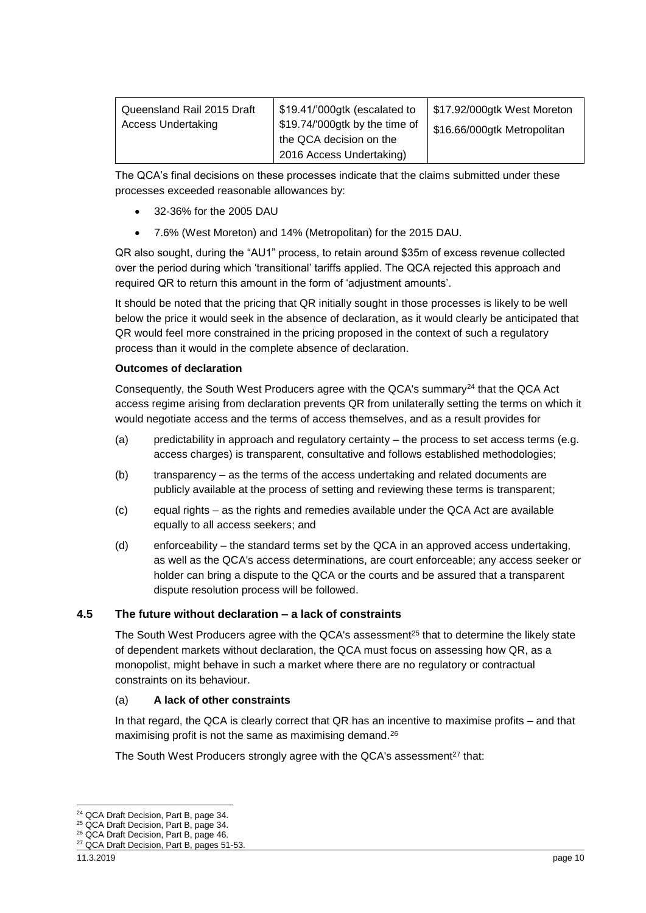| Queensland Rail 2015 Draft Access Undertaking | \$19.41/'000gtk (escalated to \$19.74/'000gtk by the time of the QCA decision on the 2016 Access Undertaking) | \$17.92/000gtk West Moreton<br>\$16.66/000gtk Metropolitan |
|---|---|---|

The QCA's final decisions on these processes indicate that the claims submitted under these processes exceeded reasonable allowances by:

- 32-36% for the 2005 DAU
- 7.6% (West Moreton) and 14% (Metropolitan) for the 2015 DAU.

QR also sought, during the "AU1" process, to retain around \$35m of excess revenue collected over the period during which 'transitional' tariffs applied. The QCA rejected this approach and required QR to return this amount in the form of 'adjustment amounts'.

It should be noted that the pricing that QR initially sought in those processes is likely to be well below the price it would seek in the absence of declaration, as it would clearly be anticipated that QR would feel more constrained in the pricing proposed in the context of such a regulatory process than it would in the complete absence of declaration.

**Outcomes of declaration**

Consequently, the South West Producers agree with the QCA's summary[24] that the QCA Act access regime arising from declaration prevents QR from unilaterally setting the terms on which it would negotiate access and the terms of access themselves, and as a result provides for

(a) predictability in approach and regulatory certainty – the process to set access terms (e.g. access charges) is transparent, consultative and follows established methodologies;

(b) transparency – as the terms of the access undertaking and related documents are publicly available at the process of setting and reviewing these terms is transparent;

(c) equal rights – as the rights and remedies available under the QCA Act are available equally to all access seekers; and

(d) enforceability – the standard terms set by the QCA in an approved access undertaking, as well as the QCA's access determinations, are court enforceable; any access seeker or holder can bring a dispute to the QCA or the courts and be assured that a transparent dispute resolution process will be followed.

## 4.5 The future without declaration – a lack of constraints

The South West Producers agree with the QCA's assessment[25] that to determine the likely state of dependent markets without declaration, the QCA must focus on assessing how QR, as a monopolist, might behave in such a market where there are no regulatory or contractual constraints on its behaviour.

### (a) A lack of other constraints

In that regard, the QCA is clearly correct that QR has an incentive to maximise profits – and that maximising profit is not the same as maximising demand.[26]

The South West Producers strongly agree with the QCA's assessment[27] that:

---

[24] QCA Draft Decision, Part B, page 34.
[25] QCA Draft Decision, Part B, page 34.
[26] QCA Draft Decision, Part B, page 46.
[27] QCA Draft Decision, Part B, pages 51-53.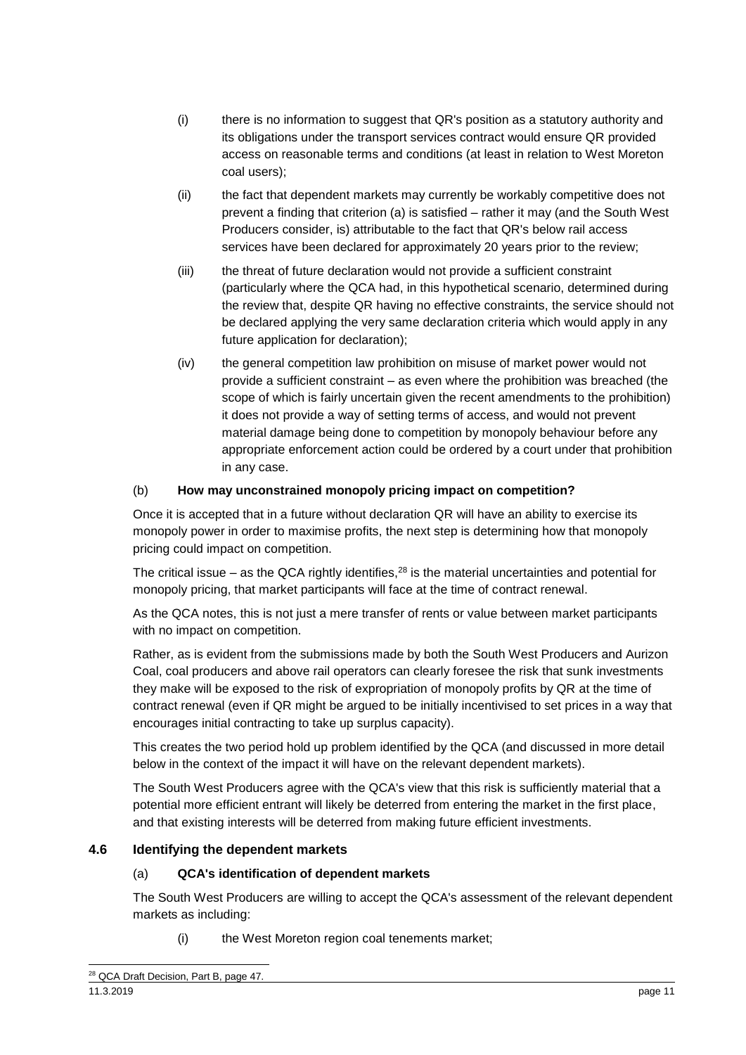(i) there is no information to suggest that QR's position as a statutory authority and its obligations under the transport services contract would ensure QR provided access on reasonable terms and conditions (at least in relation to West Moreton coal users);

(ii) the fact that dependent markets may currently be workably competitive does not prevent a finding that criterion (a) is satisfied – rather it may (and the South West Producers consider, is) attributable to the fact that QR's below rail access services have been declared for approximately 20 years prior to the review;

(iii) the threat of future declaration would not provide a sufficient constraint (particularly where the QCA had, in this hypothetical scenario, determined during the review that, despite QR having no effective constraints, the service should not be declared applying the very same declaration criteria which would apply in any future application for declaration);

(iv) the general competition law prohibition on misuse of market power would not provide a sufficient constraint – as even where the prohibition was breached (the scope of which is fairly uncertain given the recent amendments to the prohibition) it does not provide a way of setting terms of access, and would not prevent material damage being done to competition by monopoly behaviour before any appropriate enforcement action could be ordered by a court under that prohibition in any case.

(b) **How may unconstrained monopoly pricing impact on competition?**

Once it is accepted that in a future without declaration QR will have an ability to exercise its monopoly power in order to maximise profits, the next step is determining how that monopoly pricing could impact on competition.

The critical issue – as the QCA rightly identifies,[28] is the material uncertainties and potential for monopoly pricing, that market participants will face at the time of contract renewal.

As the QCA notes, this is not just a mere transfer of rents or value between market participants with no impact on competition.

Rather, as is evident from the submissions made by both the South West Producers and Aurizon Coal, coal producers and above rail operators can clearly foresee the risk that sunk investments they make will be exposed to the risk of expropriation of monopoly profits by QR at the time of contract renewal (even if QR might be argued to be initially incentivised to set prices in a way that encourages initial contracting to take up surplus capacity).

This creates the two period hold up problem identified by the QCA (and discussed in more detail below in the context of the impact it will have on the relevant dependent markets).

The South West Producers agree with the QCA's view that this risk is sufficiently material that a potential more efficient entrant will likely be deterred from entering the market in the first place, and that existing interests will be deterred from making future efficient investments.

### 4.6 Identifying the dependent markets

(a) **QCA's identification of dependent markets**

The South West Producers are willing to accept the QCA's assessment of the relevant dependent markets as including:

(i) the West Moreton region coal tenements market;

[28] QCA Draft Decision, Part B, page 47.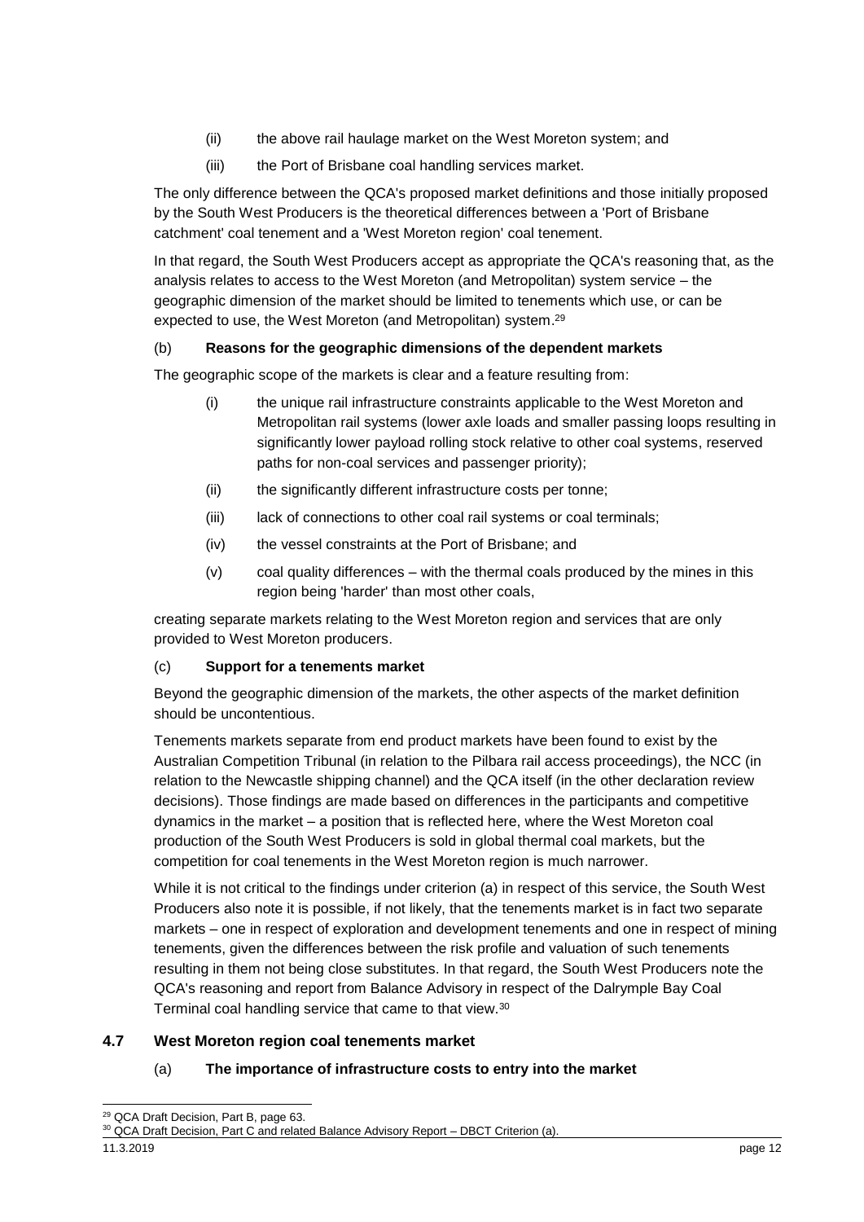(ii) the above rail haulage market on the West Moreton system; and

(iii) the Port of Brisbane coal handling services market.

The only difference between the QCA's proposed market definitions and those initially proposed by the South West Producers is the theoretical differences between a 'Port of Brisbane catchment' coal tenement and a 'West Moreton region' coal tenement.

In that regard, the South West Producers accept as appropriate the QCA's reasoning that, as the analysis relates to access to the West Moreton (and Metropolitan) system service – the geographic dimension of the market should be limited to tenements which use, or can be expected to use, the West Moreton (and Metropolitan) system.[29]

(b) **Reasons for the geographic dimensions of the dependent markets**

The geographic scope of the markets is clear and a feature resulting from:

(i) the unique rail infrastructure constraints applicable to the West Moreton and Metropolitan rail systems (lower axle loads and smaller passing loops resulting in significantly lower payload rolling stock relative to other coal systems, reserved paths for non-coal services and passenger priority);

(ii) the significantly different infrastructure costs per tonne;

(iii) lack of connections to other coal rail systems or coal terminals;

(iv) the vessel constraints at the Port of Brisbane; and

(v) coal quality differences – with the thermal coals produced by the mines in this region being 'harder' than most other coals,

creating separate markets relating to the West Moreton region and services that are only provided to West Moreton producers.

(c) **Support for a tenements market**

Beyond the geographic dimension of the markets, the other aspects of the market definition should be uncontentious.

Tenements markets separate from end product markets have been found to exist by the Australian Competition Tribunal (in relation to the Pilbara rail access proceedings), the NCC (in relation to the Newcastle shipping channel) and the QCA itself (in the other declaration review decisions). Those findings are made based on differences in the participants and competitive dynamics in the market – a position that is reflected here, where the West Moreton coal production of the South West Producers is sold in global thermal coal markets, but the competition for coal tenements in the West Moreton region is much narrower.

While it is not critical to the findings under criterion (a) in respect of this service, the South West Producers also note it is possible, if not likely, that the tenements market is in fact two separate markets – one in respect of exploration and development tenements and one in respect of mining tenements, given the differences between the risk profile and valuation of such tenements resulting in them not being close substitutes. In that regard, the South West Producers note the QCA's reasoning and report from Balance Advisory in respect of the Dalrymple Bay Coal Terminal coal handling service that came to that view.[30]

## 4.7 West Moreton region coal tenements market

(a) **The importance of infrastructure costs to entry into the market**

---

[29] QCA Draft Decision, Part B, page 63.

[30] QCA Draft Decision, Part C and related Balance Advisory Report – DBCT Criterion (a).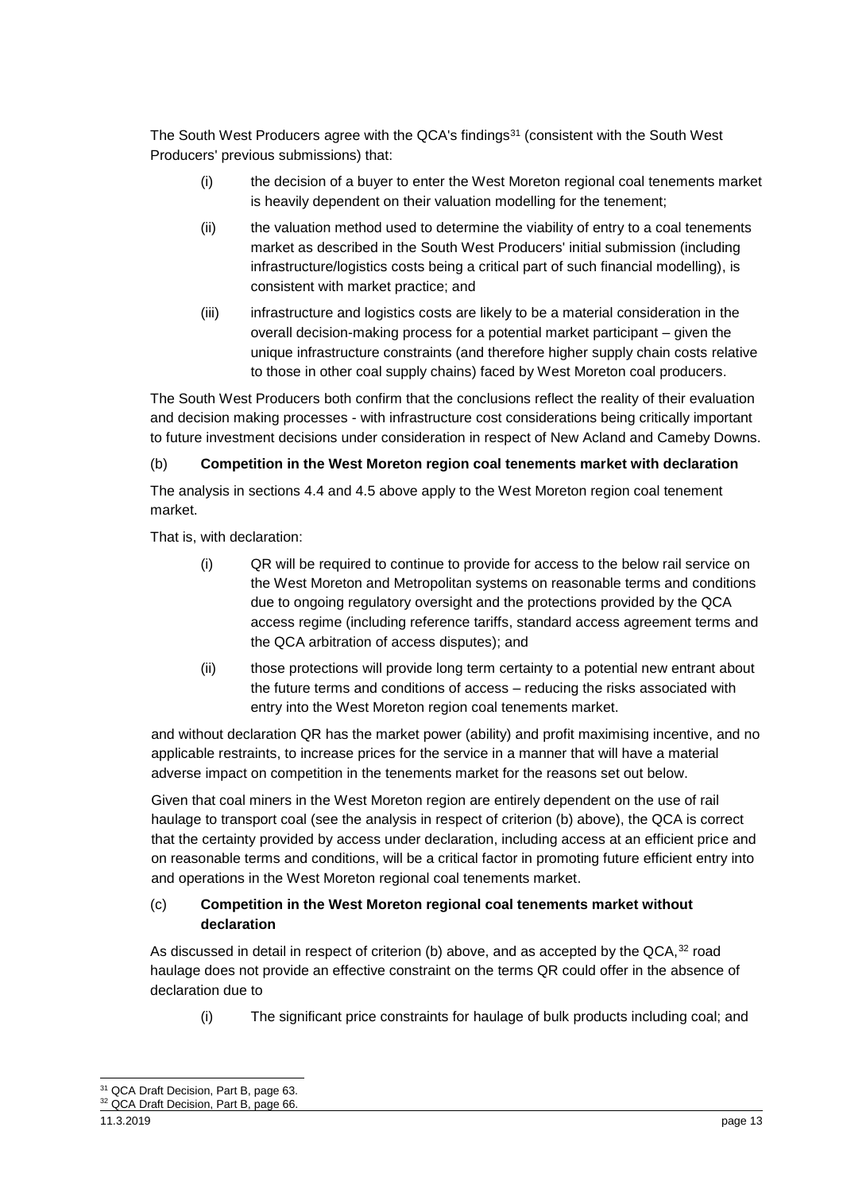The South West Producers agree with the QCA's findings[31] (consistent with the South West Producers' previous submissions) that:

(i) the decision of a buyer to enter the West Moreton regional coal tenements market is heavily dependent on their valuation modelling for the tenement;

(ii) the valuation method used to determine the viability of entry to a coal tenements market as described in the South West Producers' initial submission (including infrastructure/logistics costs being a critical part of such financial modelling), is consistent with market practice; and

(iii) infrastructure and logistics costs are likely to be a material consideration in the overall decision-making process for a potential market participant – given the unique infrastructure constraints (and therefore higher supply chain costs relative to those in other coal supply chains) faced by West Moreton coal producers.

The South West Producers both confirm that the conclusions reflect the reality of their evaluation and decision making processes - with infrastructure cost considerations being critically important to future investment decisions under consideration in respect of New Acland and Cameby Downs.

### (b) Competition in the West Moreton region coal tenements market with declaration

The analysis in sections 4.4 and 4.5 above apply to the West Moreton region coal tenement market.

That is, with declaration:

(i) QR will be required to continue to provide for access to the below rail service on the West Moreton and Metropolitan systems on reasonable terms and conditions due to ongoing regulatory oversight and the protections provided by the QCA access regime (including reference tariffs, standard access agreement terms and the QCA arbitration of access disputes); and

(ii) those protections will provide long term certainty to a potential new entrant about the future terms and conditions of access – reducing the risks associated with entry into the West Moreton region coal tenements market.

and without declaration QR has the market power (ability) and profit maximising incentive, and no applicable restraints, to increase prices for the service in a manner that will have a material adverse impact on competition in the tenements market for the reasons set out below.

Given that coal miners in the West Moreton region are entirely dependent on the use of rail haulage to transport coal (see the analysis in respect of criterion (b) above), the QCA is correct that the certainty provided by access under declaration, including access at an efficient price and on reasonable terms and conditions, will be a critical factor in promoting future efficient entry into and operations in the West Moreton regional coal tenements market.

### (c) Competition in the West Moreton regional coal tenements market without declaration

As discussed in detail in respect of criterion (b) above, and as accepted by the QCA,[32] road haulage does not provide an effective constraint on the terms QR could offer in the absence of declaration due to

(i) The significant price constraints for haulage of bulk products including coal; and

---

[31] QCA Draft Decision, Part B, page 63.

[32] QCA Draft Decision, Part B, page 66.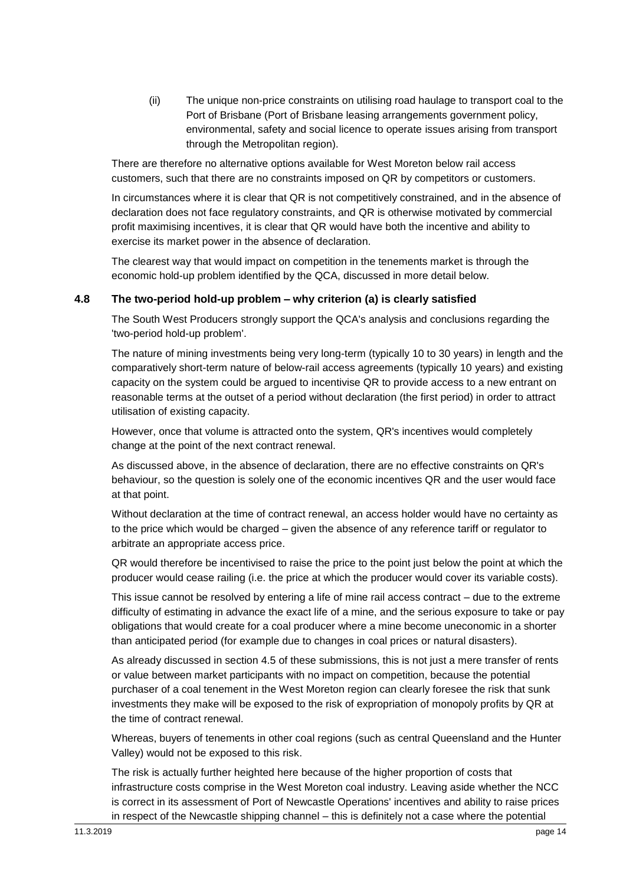(ii) The unique non-price constraints on utilising road haulage to transport coal to the Port of Brisbane (Port of Brisbane leasing arrangements government policy, environmental, safety and social licence to operate issues arising from transport through the Metropolitan region).

There are therefore no alternative options available for West Moreton below rail access customers, such that there are no constraints imposed on QR by competitors or customers.

In circumstances where it is clear that QR is not competitively constrained, and in the absence of declaration does not face regulatory constraints, and QR is otherwise motivated by commercial profit maximising incentives, it is clear that QR would have both the incentive and ability to exercise its market power in the absence of declaration.

The clearest way that would impact on competition in the tenements market is through the economic hold-up problem identified by the QCA, discussed in more detail below.

### 4.8 The two-period hold-up problem – why criterion (a) is clearly satisfied

The South West Producers strongly support the QCA's analysis and conclusions regarding the 'two-period hold-up problem'.

The nature of mining investments being very long-term (typically 10 to 30 years) in length and the comparatively short-term nature of below-rail access agreements (typically 10 years) and existing capacity on the system could be argued to incentivise QR to provide access to a new entrant on reasonable terms at the outset of a period without declaration (the first period) in order to attract utilisation of existing capacity.

However, once that volume is attracted onto the system, QR's incentives would completely change at the point of the next contract renewal.

As discussed above, in the absence of declaration, there are no effective constraints on QR's behaviour, so the question is solely one of the economic incentives QR and the user would face at that point.

Without declaration at the time of contract renewal, an access holder would have no certainty as to the price which would be charged – given the absence of any reference tariff or regulator to arbitrate an appropriate access price.

QR would therefore be incentivised to raise the price to the point just below the point at which the producer would cease railing (i.e. the price at which the producer would cover its variable costs).

This issue cannot be resolved by entering a life of mine rail access contract – due to the extreme difficulty of estimating in advance the exact life of a mine, and the serious exposure to take or pay obligations that would create for a coal producer where a mine become uneconomic in a shorter than anticipated period (for example due to changes in coal prices or natural disasters).

As already discussed in section 4.5 of these submissions, this is not just a mere transfer of rents or value between market participants with no impact on competition, because the potential purchaser of a coal tenement in the West Moreton region can clearly foresee the risk that sunk investments they make will be exposed to the risk of expropriation of monopoly profits by QR at the time of contract renewal.

Whereas, buyers of tenements in other coal regions (such as central Queensland and the Hunter Valley) would not be exposed to this risk.

The risk is actually further heighted here because of the higher proportion of costs that infrastructure costs comprise in the West Moreton coal industry. Leaving aside whether the NCC is correct in its assessment of Port of Newcastle Operations' incentives and ability to raise prices in respect of the Newcastle shipping channel – this is definitely not a case where the potential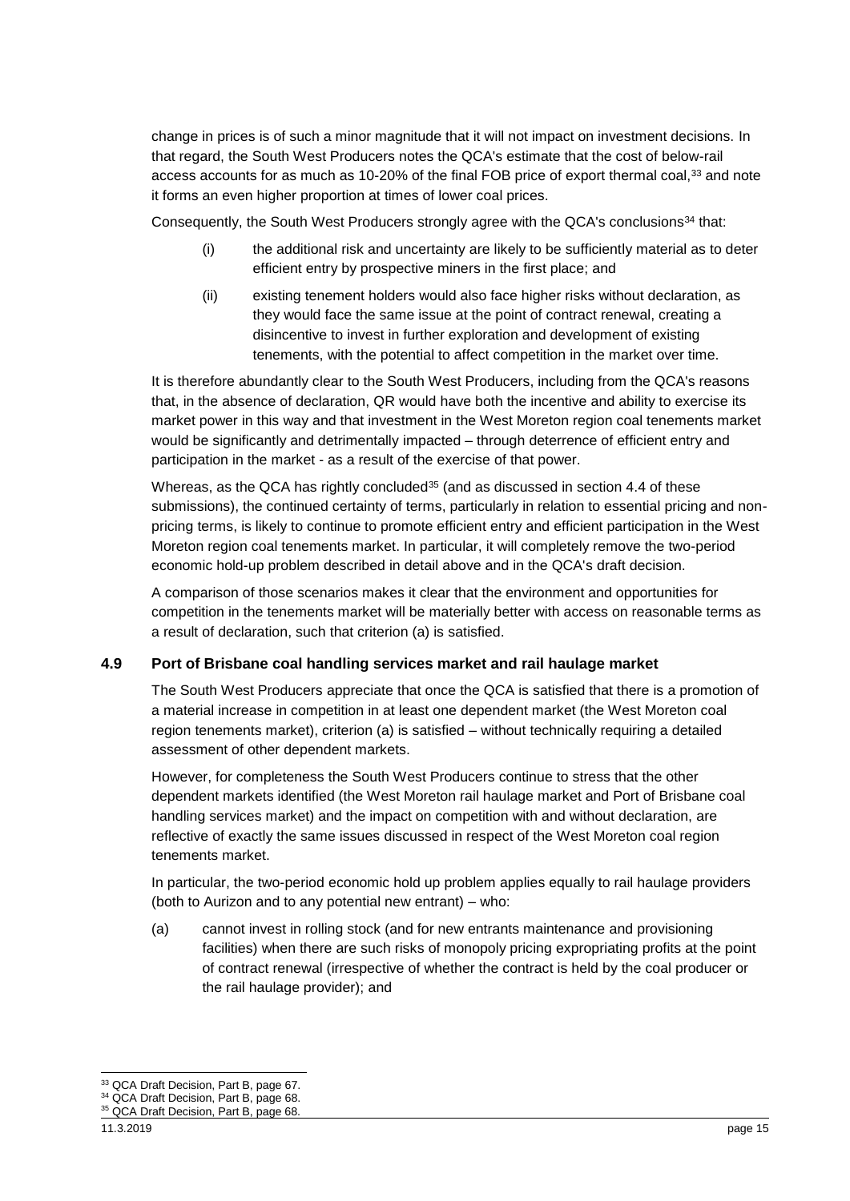change in prices is of such a minor magnitude that it will not impact on investment decisions. In that regard, the South West Producers notes the QCA's estimate that the cost of below-rail access accounts for as much as 10-20% of the final FOB price of export thermal coal,[33] and note it forms an even higher proportion at times of lower coal prices.

Consequently, the South West Producers strongly agree with the QCA's conclusions[34] that:

(i) the additional risk and uncertainty are likely to be sufficiently material as to deter efficient entry by prospective miners in the first place; and

(ii) existing tenement holders would also face higher risks without declaration, as they would face the same issue at the point of contract renewal, creating a disincentive to invest in further exploration and development of existing tenements, with the potential to affect competition in the market over time.

It is therefore abundantly clear to the South West Producers, including from the QCA's reasons that, in the absence of declaration, QR would have both the incentive and ability to exercise its market power in this way and that investment in the West Moreton region coal tenements market would be significantly and detrimentally impacted – through deterrence of efficient entry and participation in the market - as a result of the exercise of that power.

Whereas, as the QCA has rightly concluded[35] (and as discussed in section 4.4 of these submissions), the continued certainty of terms, particularly in relation to essential pricing and non-pricing terms, is likely to continue to promote efficient entry and efficient participation in the West Moreton region coal tenements market. In particular, it will completely remove the two-period economic hold-up problem described in detail above and in the QCA's draft decision.

A comparison of those scenarios makes it clear that the environment and opportunities for competition in the tenements market will be materially better with access on reasonable terms as a result of declaration, such that criterion (a) is satisfied.

## 4.9 Port of Brisbane coal handling services market and rail haulage market

The South West Producers appreciate that once the QCA is satisfied that there is a promotion of a material increase in competition in at least one dependent market (the West Moreton coal region tenements market), criterion (a) is satisfied – without technically requiring a detailed assessment of other dependent markets.

However, for completeness the South West Producers continue to stress that the other dependent markets identified (the West Moreton rail haulage market and Port of Brisbane coal handling services market) and the impact on competition with and without declaration, are reflective of exactly the same issues discussed in respect of the West Moreton coal region tenements market.

In particular, the two-period economic hold up problem applies equally to rail haulage providers (both to Aurizon and to any potential new entrant) – who:

(a) cannot invest in rolling stock (and for new entrants maintenance and provisioning facilities) when there are such risks of monopoly pricing expropriating profits at the point of contract renewal (irrespective of whether the contract is held by the coal producer or the rail haulage provider); and

---

[33] QCA Draft Decision, Part B, page 67.

[34] QCA Draft Decision, Part B, page 68.

[35] QCA Draft Decision, Part B, page 68.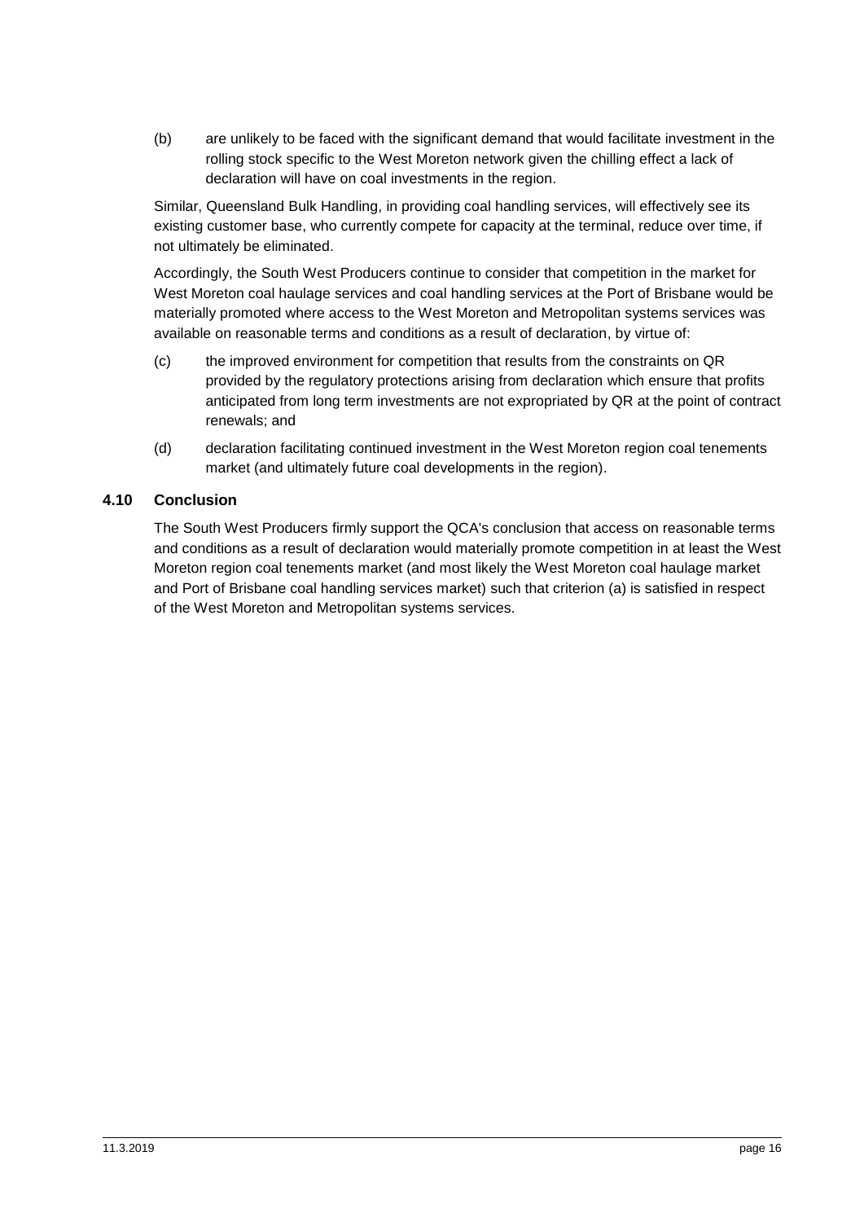(b) are unlikely to be faced with the significant demand that would facilitate investment in the rolling stock specific to the West Moreton network given the chilling effect a lack of declaration will have on coal investments in the region.

Similar, Queensland Bulk Handling, in providing coal handling services, will effectively see its existing customer base, who currently compete for capacity at the terminal, reduce over time, if not ultimately be eliminated.

Accordingly, the South West Producers continue to consider that competition in the market for West Moreton coal haulage services and coal handling services at the Port of Brisbane would be materially promoted where access to the West Moreton and Metropolitan systems services was available on reasonable terms and conditions as a result of declaration, by virtue of:

(c) the improved environment for competition that results from the constraints on QR provided by the regulatory protections arising from declaration which ensure that profits anticipated from long term investments are not expropriated by QR at the point of contract renewals; and

(d) declaration facilitating continued investment in the West Moreton region coal tenements market (and ultimately future coal developments in the region).

### 4.10 Conclusion

The South West Producers firmly support the QCA's conclusion that access on reasonable terms and conditions as a result of declaration would materially promote competition in at least the West Moreton region coal tenements market (and most likely the West Moreton coal haulage market and Port of Brisbane coal handling services market) such that criterion (a) is satisfied in respect of the West Moreton and Metropolitan systems services.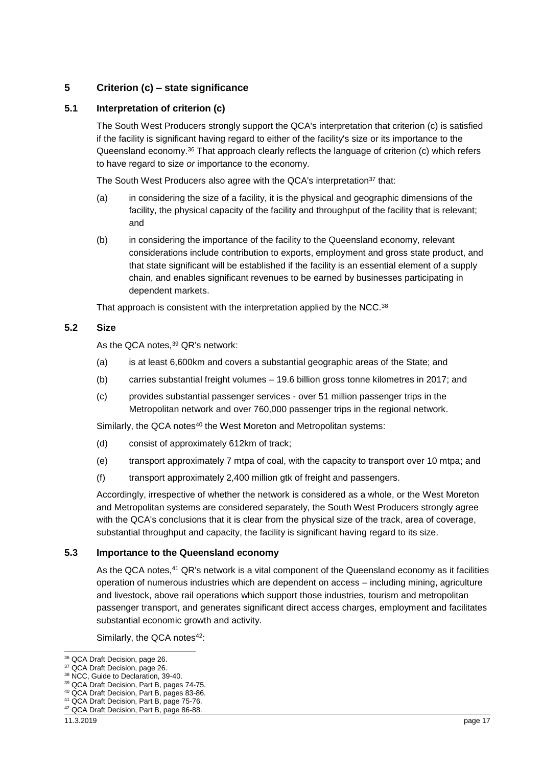## 5 Criterion (c) – state significance

### 5.1 Interpretation of criterion (c)

The South West Producers strongly support the QCA's interpretation that criterion (c) is satisfied if the facility is significant having regard to either of the facility's size or its importance to the Queensland economy.[36] That approach clearly reflects the language of criterion (c) which refers to have regard to size *or* importance to the economy.

The South West Producers also agree with the QCA's interpretation[37] that:

(a) in considering the size of a facility, it is the physical and geographic dimensions of the facility, the physical capacity of the facility and throughput of the facility that is relevant; and

(b) in considering the importance of the facility to the Queensland economy, relevant considerations include contribution to exports, employment and gross state product, and that state significant will be established if the facility is an essential element of a supply chain, and enables significant revenues to be earned by businesses participating in dependent markets.

That approach is consistent with the interpretation applied by the NCC.[38]

### 5.2 Size

As the QCA notes,[39] QR's network:

(a) is at least 6,600km and covers a substantial geographic areas of the State; and

(b) carries substantial freight volumes – 19.6 billion gross tonne kilometres in 2017; and

(c) provides substantial passenger services - over 51 million passenger trips in the Metropolitan network and over 760,000 passenger trips in the regional network.

Similarly, the QCA notes[40] the West Moreton and Metropolitan systems:

(d) consist of approximately 612km of track;

(e) transport approximately 7 mtpa of coal, with the capacity to transport over 10 mtpa; and

(f) transport approximately 2,400 million gtk of freight and passengers.

Accordingly, irrespective of whether the network is considered as a whole, or the West Moreton and Metropolitan systems are considered separately, the South West Producers strongly agree with the QCA's conclusions that it is clear from the physical size of the track, area of coverage, substantial throughput and capacity, the facility is significant having regard to its size.

### 5.3 Importance to the Queensland economy

As the QCA notes,[41] QR's network is a vital component of the Queensland economy as it facilities operation of numerous industries which are dependent on access – including mining, agriculture and livestock, above rail operations which support those industries, tourism and metropolitan passenger transport, and generates significant direct access charges, employment and facilitates substantial economic growth and activity.

Similarly, the QCA notes[42]:

---

[36] QCA Draft Decision, page 26.
[37] QCA Draft Decision, page 26.
[38] NCC, Guide to Declaration, 39-40.
[39] QCA Draft Decision, Part B, pages 74-75.
[40] QCA Draft Decision, Part B, pages 83-86.
[41] QCA Draft Decision, Part B, page 75-76.
[42] QCA Draft Decision, Part B, page 86-88.

11.3.2019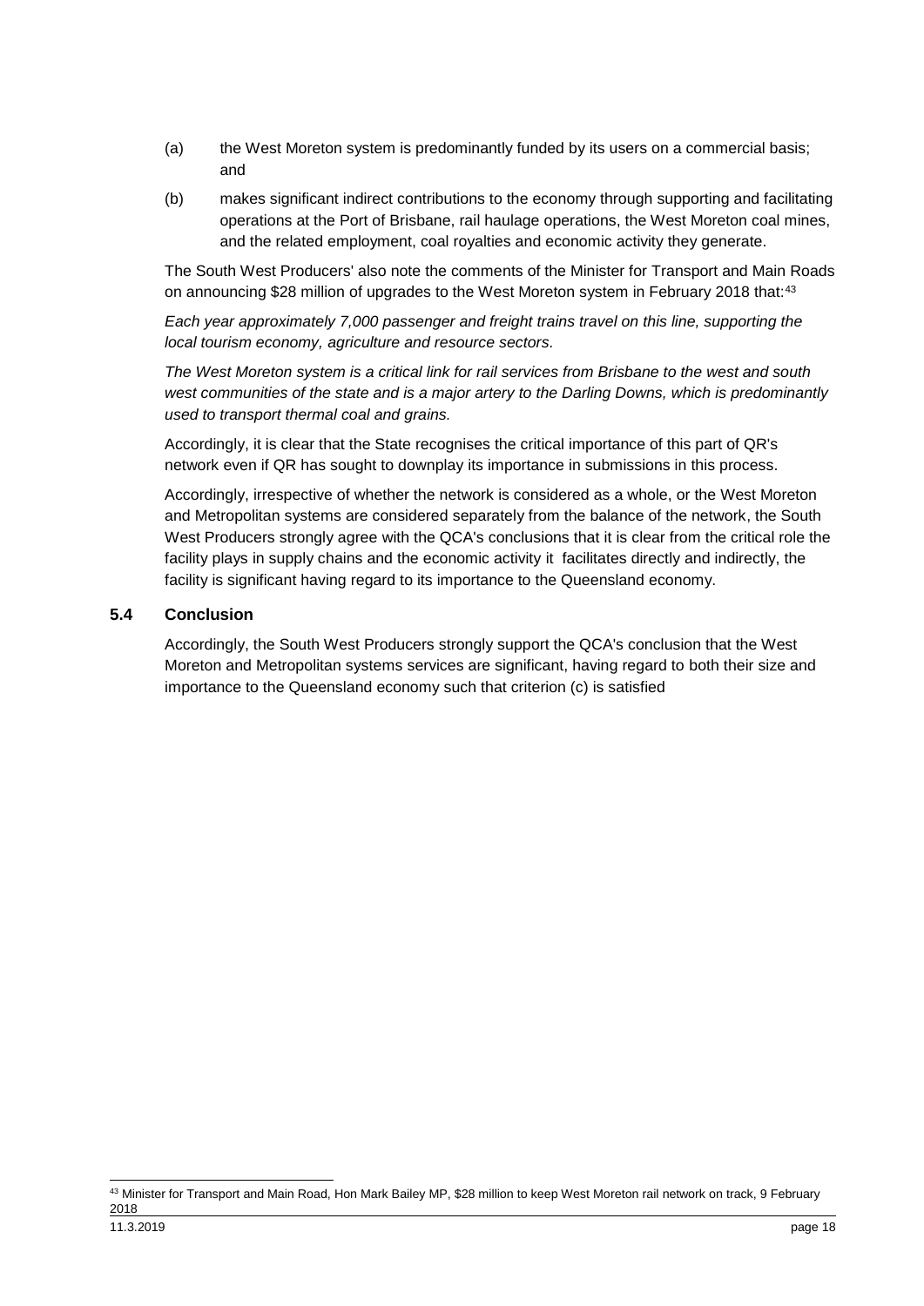(a) the West Moreton system is predominantly funded by its users on a commercial basis; and

(b) makes significant indirect contributions to the economy through supporting and facilitating operations at the Port of Brisbane, rail haulage operations, the West Moreton coal mines, and the related employment, coal royalties and economic activity they generate.

The South West Producers' also note the comments of the Minister for Transport and Main Roads on announcing $28 million of upgrades to the West Moreton system in February 2018 that:[43]

*Each year approximately 7,000 passenger and freight trains travel on this line, supporting the local tourism economy, agriculture and resource sectors.*

*The West Moreton system is a critical link for rail services from Brisbane to the west and south west communities of the state and is a major artery to the Darling Downs, which is predominantly used to transport thermal coal and grains.*

Accordingly, it is clear that the State recognises the critical importance of this part of QR's network even if QR has sought to downplay its importance in submissions in this process.

Accordingly, irrespective of whether the network is considered as a whole, or the West Moreton and Metropolitan systems are considered separately from the balance of the network, the South West Producers strongly agree with the QCA's conclusions that it is clear from the critical role the facility plays in supply chains and the economic activity it facilitates directly and indirectly, the facility is significant having regard to its importance to the Queensland economy.

### 5.4 Conclusion

Accordingly, the South West Producers strongly support the QCA's conclusion that the West Moreton and Metropolitan systems services are significant, having regard to both their size and importance to the Queensland economy such that criterion (c) is satisfied

---

[43] Minister for Transport and Main Road, Hon Mark Bailey MP, $28 million to keep West Moreton rail network on track, 9 February 2018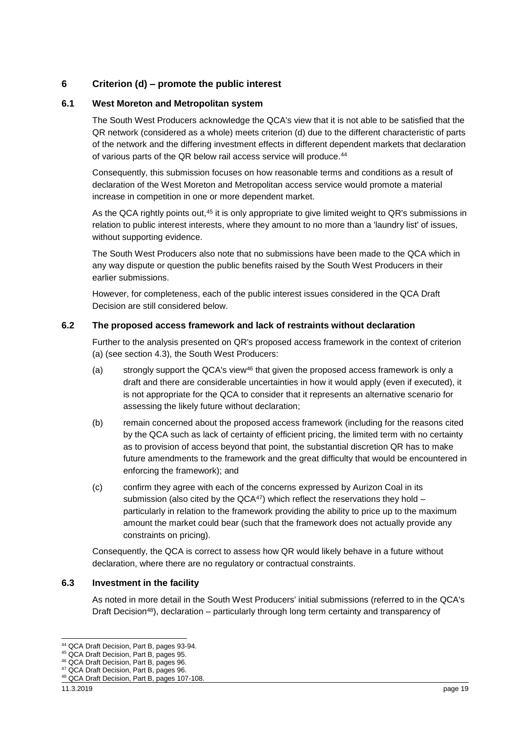## 6 Criterion (d) – promote the public interest

### 6.1 West Moreton and Metropolitan system

The South West Producers acknowledge the QCA's view that it is not able to be satisfied that the QR network (considered as a whole) meets criterion (d) due to the different characteristic of parts of the network and the differing investment effects in different dependent markets that declaration of various parts of the QR below rail access service will produce.[44]

Consequently, this submission focuses on how reasonable terms and conditions as a result of declaration of the West Moreton and Metropolitan access service would promote a material increase in competition in one or more dependent market.

As the QCA rightly points out,[45] it is only appropriate to give limited weight to QR's submissions in relation to public interest interests, where they amount to no more than a 'laundry list' of issues, without supporting evidence.

The South West Producers also note that no submissions have been made to the QCA which in any way dispute or question the public benefits raised by the South West Producers in their earlier submissions.

However, for completeness, each of the public interest issues considered in the QCA Draft Decision are still considered below.

### 6.2 The proposed access framework and lack of restraints without declaration

Further to the analysis presented on QR's proposed access framework in the context of criterion (a) (see section 4.3), the South West Producers:

(a) strongly support the QCA's view[46] that given the proposed access framework is only a draft and there are considerable uncertainties in how it would apply (even if executed), it is not appropriate for the QCA to consider that it represents an alternative scenario for assessing the likely future without declaration;

(b) remain concerned about the proposed access framework (including for the reasons cited by the QCA such as lack of certainty of efficient pricing, the limited term with no certainty as to provision of access beyond that point, the substantial discretion QR has to make future amendments to the framework and the great difficulty that would be encountered in enforcing the framework); and

(c) confirm they agree with each of the concerns expressed by Aurizon Coal in its submission (also cited by the QCA[47]) which reflect the reservations they hold – particularly in relation to the framework providing the ability to price up to the maximum amount the market could bear (such that the framework does not actually provide any constraints on pricing).

Consequently, the QCA is correct to assess how QR would likely behave in a future without declaration, where there are no regulatory or contractual constraints.

### 6.3 Investment in the facility

As noted in more detail in the South West Producers' initial submissions (referred to in the QCA's Draft Decision[48]), declaration – particularly through long term certainty and transparency of

---

[44] QCA Draft Decision, Part B, pages 93-94.
[45] QCA Draft Decision, Part B, pages 95.
[46] QCA Draft Decision, Part B, pages 96.
[47] QCA Draft Decision, Part B, pages 96.
[48] QCA Draft Decision, Part B, pages 107-108.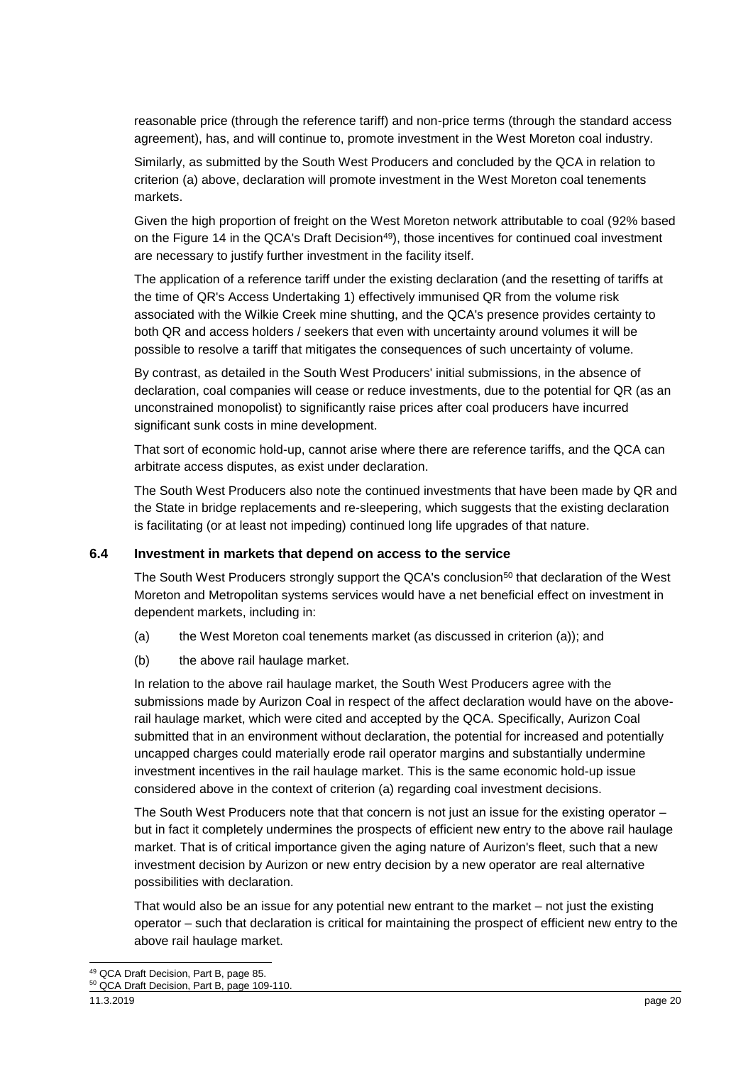reasonable price (through the reference tariff) and non-price terms (through the standard access agreement), has, and will continue to, promote investment in the West Moreton coal industry.

Similarly, as submitted by the South West Producers and concluded by the QCA in relation to criterion (a) above, declaration will promote investment in the West Moreton coal tenements markets.

Given the high proportion of freight on the West Moreton network attributable to coal (92% based on the Figure 14 in the QCA's Draft Decision[49]), those incentives for continued coal investment are necessary to justify further investment in the facility itself.

The application of a reference tariff under the existing declaration (and the resetting of tariffs at the time of QR's Access Undertaking 1) effectively immunised QR from the volume risk associated with the Wilkie Creek mine shutting, and the QCA's presence provides certainty to both QR and access holders / seekers that even with uncertainty around volumes it will be possible to resolve a tariff that mitigates the consequences of such uncertainty of volume.

By contrast, as detailed in the South West Producers' initial submissions, in the absence of declaration, coal companies will cease or reduce investments, due to the potential for QR (as an unconstrained monopolist) to significantly raise prices after coal producers have incurred significant sunk costs in mine development.

That sort of economic hold-up, cannot arise where there are reference tariffs, and the QCA can arbitrate access disputes, as exist under declaration.

The South West Producers also note the continued investments that have been made by QR and the State in bridge replacements and re-sleepering, which suggests that the existing declaration is facilitating (or at least not impeding) continued long life upgrades of that nature.

### 6.4 Investment in markets that depend on access to the service

The South West Producers strongly support the QCA's conclusion[50] that declaration of the West Moreton and Metropolitan systems services would have a net beneficial effect on investment in dependent markets, including in:

(a) the West Moreton coal tenements market (as discussed in criterion (a)); and

(b) the above rail haulage market.

In relation to the above rail haulage market, the South West Producers agree with the submissions made by Aurizon Coal in respect of the affect declaration would have on the above-rail haulage market, which were cited and accepted by the QCA. Specifically, Aurizon Coal submitted that in an environment without declaration, the potential for increased and potentially uncapped charges could materially erode rail operator margins and substantially undermine investment incentives in the rail haulage market. This is the same economic hold-up issue considered above in the context of criterion (a) regarding coal investment decisions.

The South West Producers note that that concern is not just an issue for the existing operator – but in fact it completely undermines the prospects of efficient new entry to the above rail haulage market. That is of critical importance given the aging nature of Aurizon's fleet, such that a new investment decision by Aurizon or new entry decision by a new operator are real alternative possibilities with declaration.

That would also be an issue for any potential new entrant to the market – not just the existing operator – such that declaration is critical for maintaining the prospect of efficient new entry to the above rail haulage market.

---

[49] QCA Draft Decision, Part B, page 85.

[50] QCA Draft Decision, Part B, page 109-110.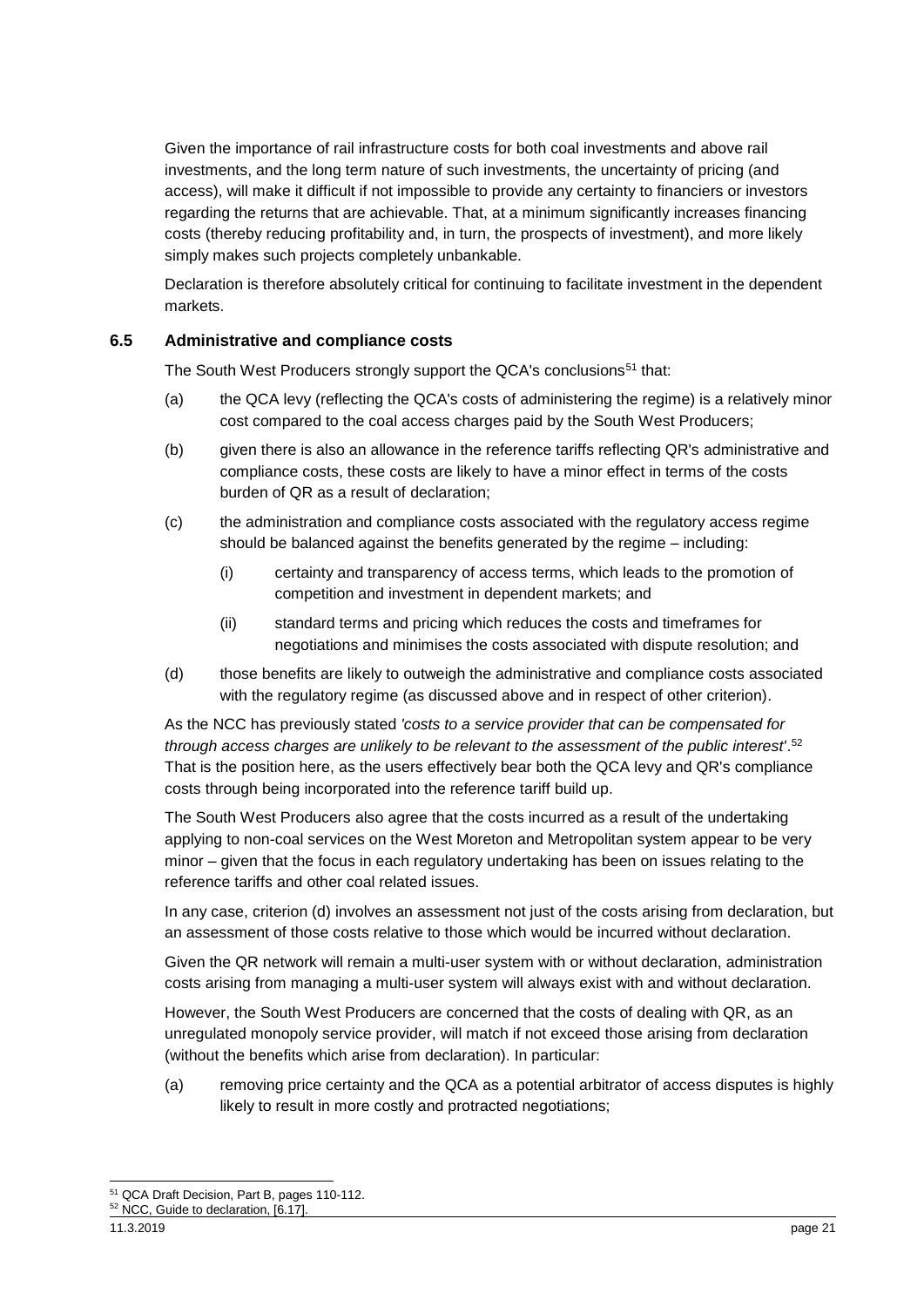Given the importance of rail infrastructure costs for both coal investments and above rail investments, and the long term nature of such investments, the uncertainty of pricing (and access), will make it difficult if not impossible to provide any certainty to financiers or investors regarding the returns that are achievable. That, at a minimum significantly increases financing costs (thereby reducing profitability and, in turn, the prospects of investment), and more likely simply makes such projects completely unbankable.

Declaration is therefore absolutely critical for continuing to facilitate investment in the dependent markets.

### 6.5 Administrative and compliance costs

The South West Producers strongly support the QCA's conclusions[51] that:

(a) the QCA levy (reflecting the QCA's costs of administering the regime) is a relatively minor cost compared to the coal access charges paid by the South West Producers;

(b) given there is also an allowance in the reference tariffs reflecting QR's administrative and compliance costs, these costs are likely to have a minor effect in terms of the costs burden of QR as a result of declaration;

(c) the administration and compliance costs associated with the regulatory access regime should be balanced against the benefits generated by the regime – including:

  (i) certainty and transparency of access terms, which leads to the promotion of competition and investment in dependent markets; and

  (ii) standard terms and pricing which reduces the costs and timeframes for negotiations and minimises the costs associated with dispute resolution; and

(d) those benefits are likely to outweigh the administrative and compliance costs associated with the regulatory regime (as discussed above and in respect of other criterion).

As the NCC has previously stated *'costs to a service provider that can be compensated for through access charges are unlikely to be relevant to the assessment of the public interest'*.[52] That is the position here, as the users effectively bear both the QCA levy and QR's compliance costs through being incorporated into the reference tariff build up.

The South West Producers also agree that the costs incurred as a result of the undertaking applying to non-coal services on the West Moreton and Metropolitan system appear to be very minor – given that the focus in each regulatory undertaking has been on issues relating to the reference tariffs and other coal related issues.

In any case, criterion (d) involves an assessment not just of the costs arising from declaration, but an assessment of those costs relative to those which would be incurred without declaration.

Given the QR network will remain a multi-user system with or without declaration, administration costs arising from managing a multi-user system will always exist with and without declaration.

However, the South West Producers are concerned that the costs of dealing with QR, as an unregulated monopoly service provider, will match if not exceed those arising from declaration (without the benefits which arise from declaration). In particular:

(a) removing price certainty and the QCA as a potential arbitrator of access disputes is highly likely to result in more costly and protracted negotiations;

---

[51] QCA Draft Decision, Part B, pages 110-112.

[52] NCC, Guide to declaration, [6.17].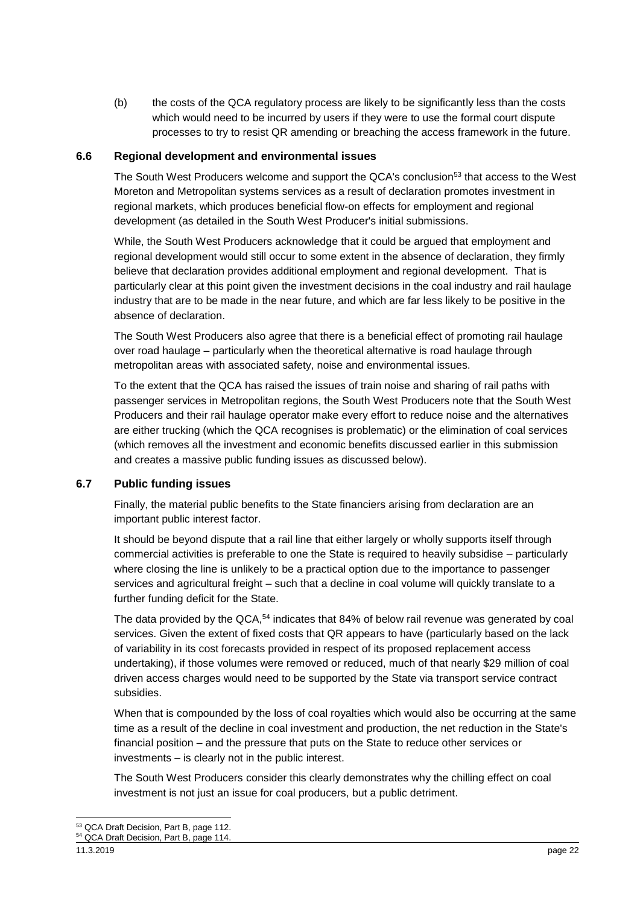(b) the costs of the QCA regulatory process are likely to be significantly less than the costs which would need to be incurred by users if they were to use the formal court dispute processes to try to resist QR amending or breaching the access framework in the future.

### 6.6 Regional development and environmental issues

The South West Producers welcome and support the QCA's conclusion[53] that access to the West Moreton and Metropolitan systems services as a result of declaration promotes investment in regional markets, which produces beneficial flow-on effects for employment and regional development (as detailed in the South West Producer's initial submissions.

While, the South West Producers acknowledge that it could be argued that employment and regional development would still occur to some extent in the absence of declaration, they firmly believe that declaration provides additional employment and regional development. That is particularly clear at this point given the investment decisions in the coal industry and rail haulage industry that are to be made in the near future, and which are far less likely to be positive in the absence of declaration.

The South West Producers also agree that there is a beneficial effect of promoting rail haulage over road haulage – particularly when the theoretical alternative is road haulage through metropolitan areas with associated safety, noise and environmental issues.

To the extent that the QCA has raised the issues of train noise and sharing of rail paths with passenger services in Metropolitan regions, the South West Producers note that the South West Producers and their rail haulage operator make every effort to reduce noise and the alternatives are either trucking (which the QCA recognises is problematic) or the elimination of coal services (which removes all the investment and economic benefits discussed earlier in this submission and creates a massive public funding issues as discussed below).

### 6.7 Public funding issues

Finally, the material public benefits to the State financiers arising from declaration are an important public interest factor.

It should be beyond dispute that a rail line that either largely or wholly supports itself through commercial activities is preferable to one the State is required to heavily subsidise – particularly where closing the line is unlikely to be a practical option due to the importance to passenger services and agricultural freight – such that a decline in coal volume will quickly translate to a further funding deficit for the State.

The data provided by the QCA,[54] indicates that 84% of below rail revenue was generated by coal services. Given the extent of fixed costs that QR appears to have (particularly based on the lack of variability in its cost forecasts provided in respect of its proposed replacement access undertaking), if those volumes were removed or reduced, much of that nearly $29 million of coal driven access charges would need to be supported by the State via transport service contract subsidies.

When that is compounded by the loss of coal royalties which would also be occurring at the same time as a result of the decline in coal investment and production, the net reduction in the State's financial position – and the pressure that puts on the State to reduce other services or investments – is clearly not in the public interest.

The South West Producers consider this clearly demonstrates why the chilling effect on coal investment is not just an issue for coal producers, but a public detriment.

---

[53] QCA Draft Decision, Part B, page 112.

[54] QCA Draft Decision, Part B, page 114.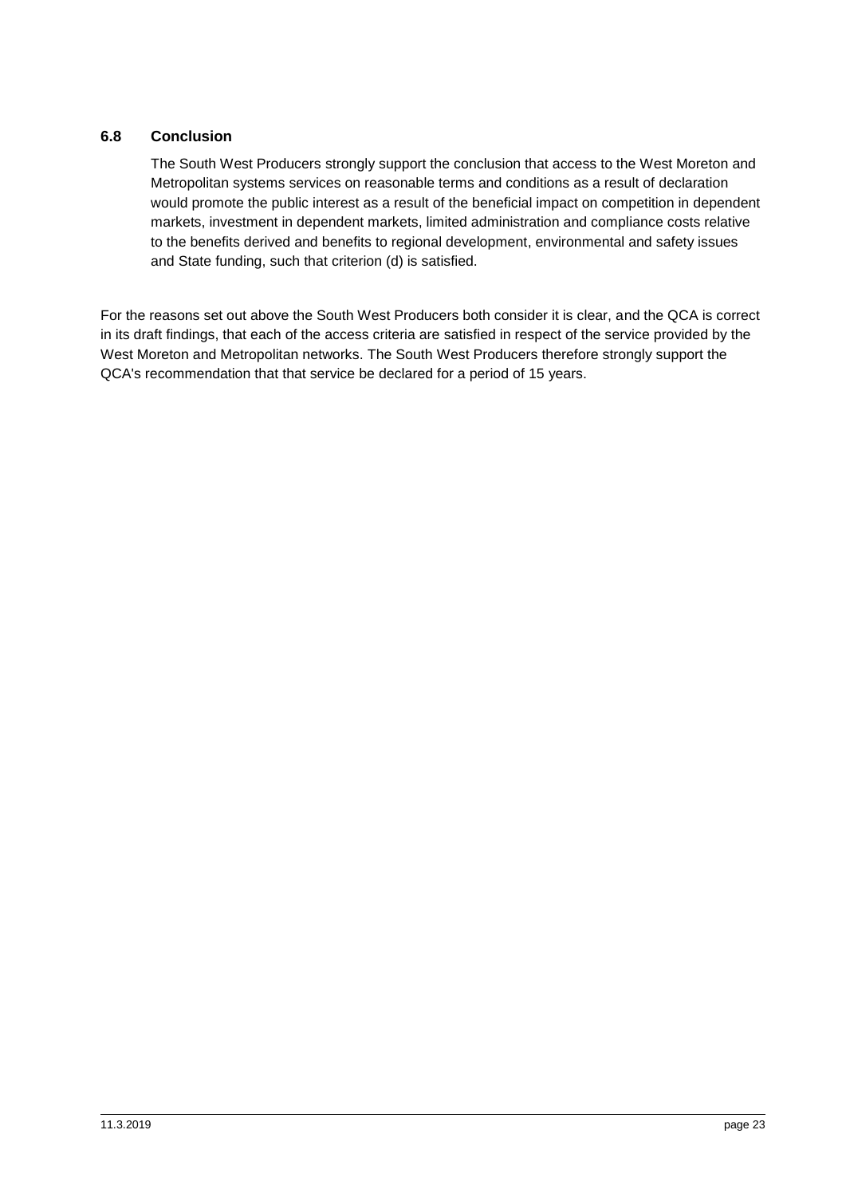### 6.8 Conclusion

The South West Producers strongly support the conclusion that access to the West Moreton and Metropolitan systems services on reasonable terms and conditions as a result of declaration would promote the public interest as a result of the beneficial impact on competition in dependent markets, investment in dependent markets, limited administration and compliance costs relative to the benefits derived and benefits to regional development, environmental and safety issues and State funding, such that criterion (d) is satisfied.

For the reasons set out above the South West Producers both consider it is clear, and the QCA is correct in its draft findings, that each of the access criteria are satisfied in respect of the service provided by the West Moreton and Metropolitan networks. The South West Producers therefore strongly support the QCA's recommendation that that service be declared for a period of 15 years.